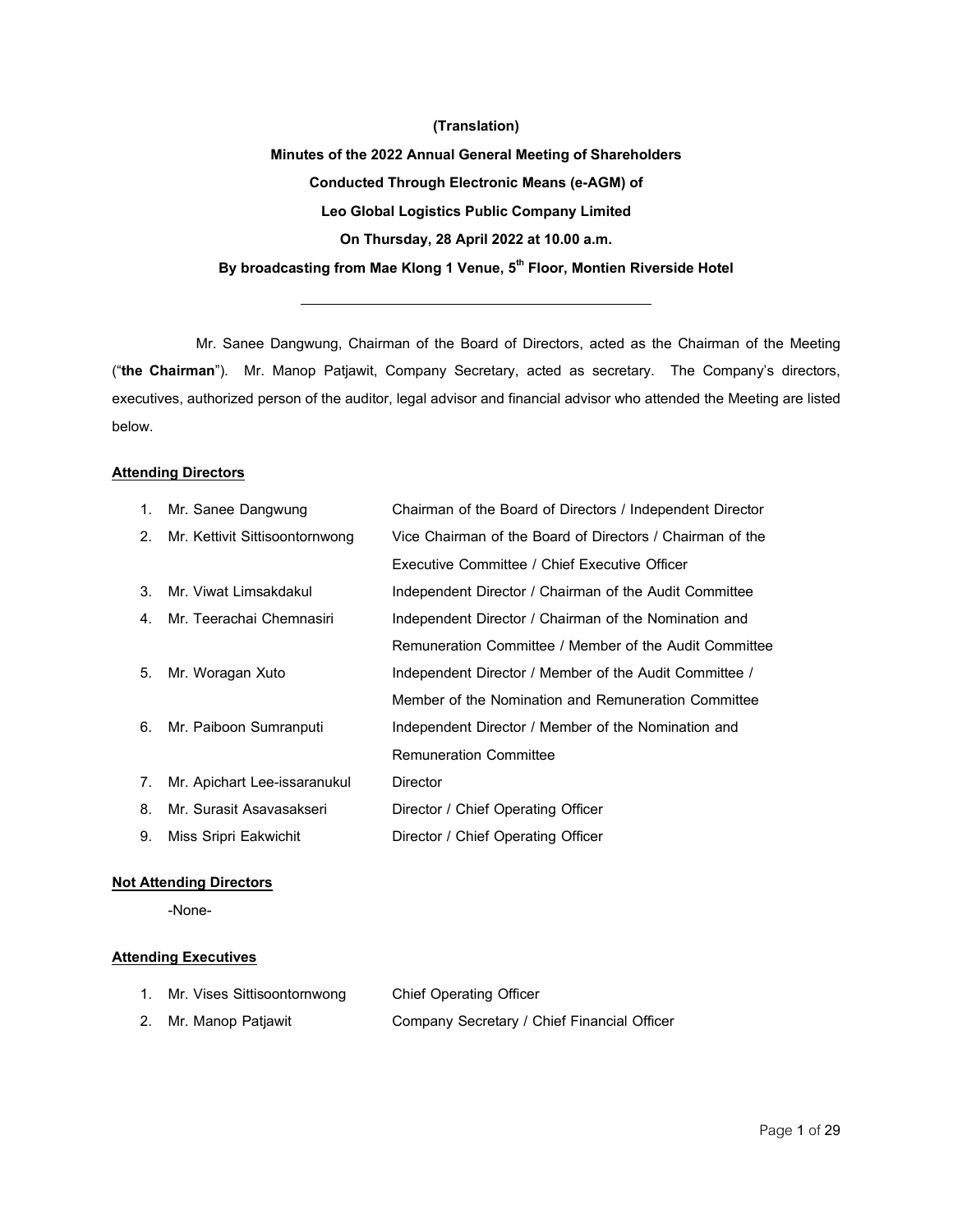**(Translation)**

# Minutes of the 2022 Annual General Meeting of Shareholders Conducted Through Electronic Means (e-AGM) of Leo Global Logistics Public Company Limited On Thursday, 28 April 2022 at 10.00 a.m. By broadcasting from Mae Klong 1 Venue, 5th Floor, Montien Riverside Hotel

---

Mr. Sanee Dangwung, Chairman of the Board of Directors, acted as the Chairman of the Meeting ("**the Chairman**"). Mr. Manop Patjawit, Company Secretary, acted as secretary. The Company's directors, executives, authorized person of the auditor, legal advisor and financial advisor who attended the Meeting are listed below.

**Attending Directors**

| No. | Name | Position |
|---|---|---|
| 1. | Mr. Sanee Dangwung | Chairman of the Board of Directors / Independent Director |
| 2. | Mr. Kettivit Sittisoontornwong | Vice Chairman of the Board of Directors / Chairman of the Executive Committee / Chief Executive Officer |
| 3. | Mr. Viwat Limsakdakul | Independent Director / Chairman of the Audit Committee |
| 4. | Mr. Teerachai Chemnasiri | Independent Director / Chairman of the Nomination and Remuneration Committee / Member of the Audit Committee |
| 5. | Mr. Woragan Xuto | Independent Director / Member of the Audit Committee / Member of the Nomination and Remuneration Committee |
| 6. | Mr. Paiboon Sumranputi | Independent Director / Member of the Nomination and Remuneration Committee |
| 7. | Mr. Apichart Lee-issaranukul | Director |
| 8. | Mr. Surasit Asavasakseri | Director / Chief Operating Officer |
| 9. | Miss Sripri Eakwichit | Director / Chief Operating Officer |

**Not Attending Directors**

-None-

**Attending Executives**

| No. | Name | Position |
|---|---|---|
| 1. | Mr. Vises Sittisoontornwong | Chief Operating Officer |
| 2. | Mr. Manop Patjawit | Company Secretary / Chief Financial Officer |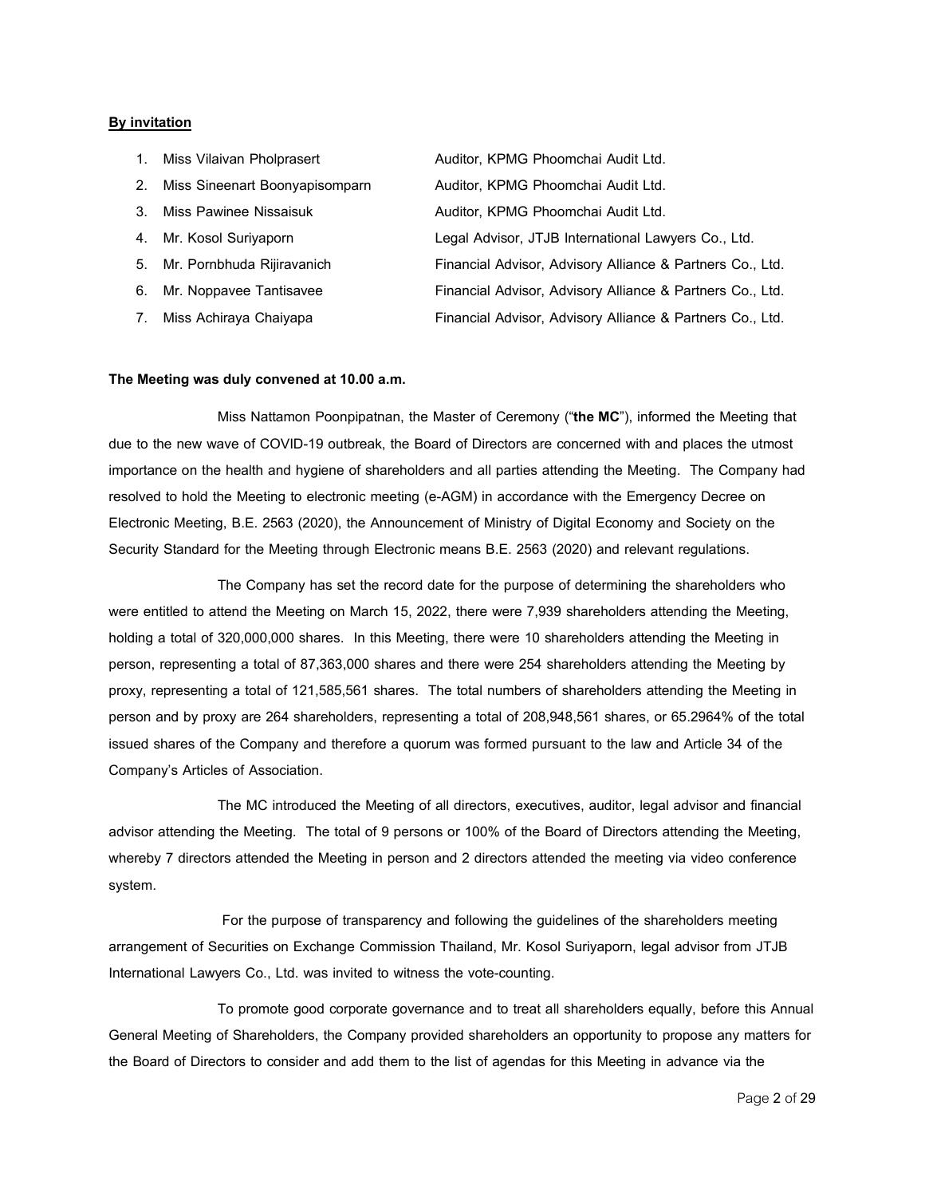**By invitation**

1. Miss Vilaivan Pholprasert — Auditor, KPMG Phoomchai Audit Ltd.
2. Miss Sineenart Boonyapisomparn — Auditor, KPMG Phoomchai Audit Ltd.
3. Miss Pawinee Nissaisuk — Auditor, KPMG Phoomchai Audit Ltd.
4. Mr. Kosol Suriyaporn — Legal Advisor, JTJB International Lawyers Co., Ltd.
5. Mr. Pornbhuda Rijiravanich — Financial Advisor, Advisory Alliance & Partners Co., Ltd.
6. Mr. Noppavee Tantisavee — Financial Advisor, Advisory Alliance & Partners Co., Ltd.
7. Miss Achiraya Chaiyapa — Financial Advisor, Advisory Alliance & Partners Co., Ltd.

**The Meeting was duly convened at 10.00 a.m.**

Miss Nattamon Poonpipatnan, the Master of Ceremony ("**the MC**"), informed the Meeting that due to the new wave of COVID-19 outbreak, the Board of Directors are concerned with and places the utmost importance on the health and hygiene of shareholders and all parties attending the Meeting. The Company had resolved to hold the Meeting to electronic meeting (e-AGM) in accordance with the Emergency Decree on Electronic Meeting, B.E. 2563 (2020), the Announcement of Ministry of Digital Economy and Society on the Security Standard for the Meeting through Electronic means B.E. 2563 (2020) and relevant regulations.

The Company has set the record date for the purpose of determining the shareholders who were entitled to attend the Meeting on March 15, 2022, there were 7,939 shareholders attending the Meeting, holding a total of 320,000,000 shares. In this Meeting, there were 10 shareholders attending the Meeting in person, representing a total of 87,363,000 shares and there were 254 shareholders attending the Meeting by proxy, representing a total of 121,585,561 shares. The total numbers of shareholders attending the Meeting in person and by proxy are 264 shareholders, representing a total of 208,948,561 shares, or 65.2964% of the total issued shares of the Company and therefore a quorum was formed pursuant to the law and Article 34 of the Company's Articles of Association.

The MC introduced the Meeting of all directors, executives, auditor, legal advisor and financial advisor attending the Meeting. The total of 9 persons or 100% of the Board of Directors attending the Meeting, whereby 7 directors attended the Meeting in person and 2 directors attended the meeting via video conference system.

For the purpose of transparency and following the guidelines of the shareholders meeting arrangement of Securities on Exchange Commission Thailand, Mr. Kosol Suriyaporn, legal advisor from JTJB International Lawyers Co., Ltd. was invited to witness the vote-counting.

To promote good corporate governance and to treat all shareholders equally, before this Annual General Meeting of Shareholders, the Company provided shareholders an opportunity to propose any matters for the Board of Directors to consider and add them to the list of agendas for this Meeting in advance via the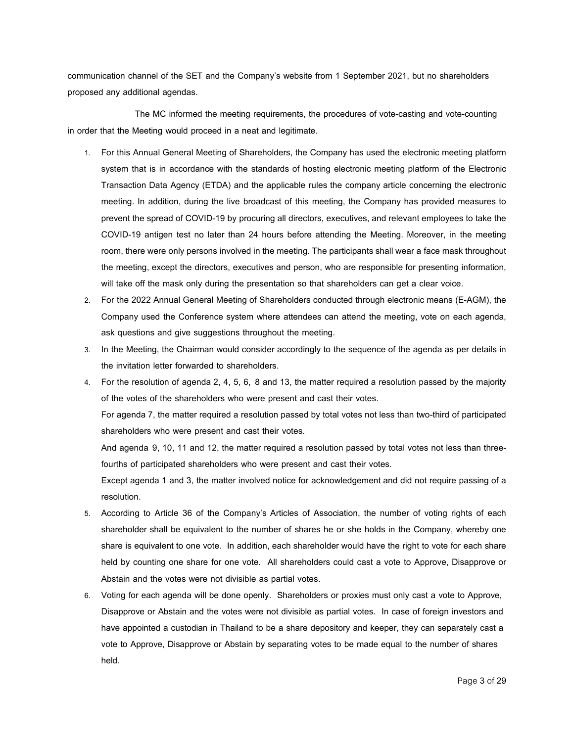communication channel of the SET and the Company's website from 1 September 2021, but no shareholders proposed any additional agendas.

The MC informed the meeting requirements, the procedures of vote-casting and vote-counting in order that the Meeting would proceed in a neat and legitimate.

1. For this Annual General Meeting of Shareholders, the Company has used the electronic meeting platform system that is in accordance with the standards of hosting electronic meeting platform of the Electronic Transaction Data Agency (ETDA) and the applicable rules the company article concerning the electronic meeting. In addition, during the live broadcast of this meeting, the Company has provided measures to prevent the spread of COVID-19 by procuring all directors, executives, and relevant employees to take the COVID-19 antigen test no later than 24 hours before attending the Meeting. Moreover, in the meeting room, there were only persons involved in the meeting. The participants shall wear a face mask throughout the meeting, except the directors, executives and person, who are responsible for presenting information, will take off the mask only during the presentation so that shareholders can get a clear voice.
2. For the 2022 Annual General Meeting of Shareholders conducted through electronic means (E-AGM), the Company used the Conference system where attendees can attend the meeting, vote on each agenda, ask questions and give suggestions throughout the meeting.
3. In the Meeting, the Chairman would consider accordingly to the sequence of the agenda as per details in the invitation letter forwarded to shareholders.
4. For the resolution of agenda 2, 4, 5, 6, 8 and 13, the matter required a resolution passed by the majority of the votes of the shareholders who were present and cast their votes.

   For agenda 7, the matter required a resolution passed by total votes not less than two-third of participated shareholders who were present and cast their votes.

   And agenda 9, 10, 11 and 12, the matter required a resolution passed by total votes not less than three-fourths of participated shareholders who were present and cast their votes.

   <u>Except</u> agenda 1 and 3, the matter involved notice for acknowledgement and did not require passing of a resolution.
5. According to Article 36 of the Company's Articles of Association, the number of voting rights of each shareholder shall be equivalent to the number of shares he or she holds in the Company, whereby one share is equivalent to one vote. In addition, each shareholder would have the right to vote for each share held by counting one share for one vote. All shareholders could cast a vote to Approve, Disapprove or Abstain and the votes were not divisible as partial votes.
6. Voting for each agenda will be done openly. Shareholders or proxies must only cast a vote to Approve, Disapprove or Abstain and the votes were not divisible as partial votes. In case of foreign investors and have appointed a custodian in Thailand to be a share depository and keeper, they can separately cast a vote to Approve, Disapprove or Abstain by separating votes to be made equal to the number of shares held.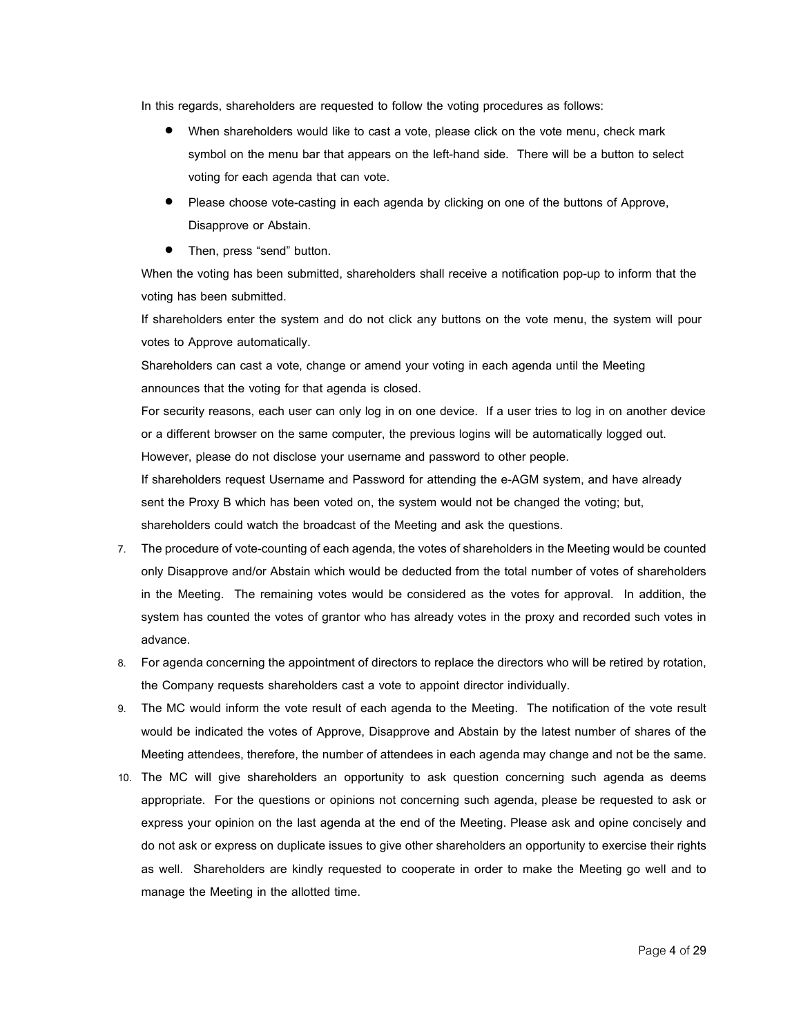In this regards, shareholders are requested to follow the voting procedures as follows:

- When shareholders would like to cast a vote, please click on the vote menu, check mark symbol on the menu bar that appears on the left-hand side. There will be a button to select voting for each agenda that can vote.
- Please choose vote-casting in each agenda by clicking on one of the buttons of Approve, Disapprove or Abstain.
- Then, press "send" button.

When the voting has been submitted, shareholders shall receive a notification pop-up to inform that the voting has been submitted.

If shareholders enter the system and do not click any buttons on the vote menu, the system will pour votes to Approve automatically.

Shareholders can cast a vote, change or amend your voting in each agenda until the Meeting announces that the voting for that agenda is closed.

For security reasons, each user can only log in on one device. If a user tries to log in on another device or a different browser on the same computer, the previous logins will be automatically logged out. However, please do not disclose your username and password to other people.

If shareholders request Username and Password for attending the e-AGM system, and have already sent the Proxy B which has been voted on, the system would not be changed the voting; but, shareholders could watch the broadcast of the Meeting and ask the questions.

7. The procedure of vote-counting of each agenda, the votes of shareholders in the Meeting would be counted only Disapprove and/or Abstain which would be deducted from the total number of votes of shareholders in the Meeting. The remaining votes would be considered as the votes for approval. In addition, the system has counted the votes of grantor who has already votes in the proxy and recorded such votes in advance.
8. For agenda concerning the appointment of directors to replace the directors who will be retired by rotation, the Company requests shareholders cast a vote to appoint director individually.
9. The MC would inform the vote result of each agenda to the Meeting. The notification of the vote result would be indicated the votes of Approve, Disapprove and Abstain by the latest number of shares of the Meeting attendees, therefore, the number of attendees in each agenda may change and not be the same.
10. The MC will give shareholders an opportunity to ask question concerning such agenda as deems appropriate. For the questions or opinions not concerning such agenda, please be requested to ask or express your opinion on the last agenda at the end of the Meeting. Please ask and opine concisely and do not ask or express on duplicate issues to give other shareholders an opportunity to exercise their rights as well. Shareholders are kindly requested to cooperate in order to make the Meeting go well and to manage the Meeting in the allotted time.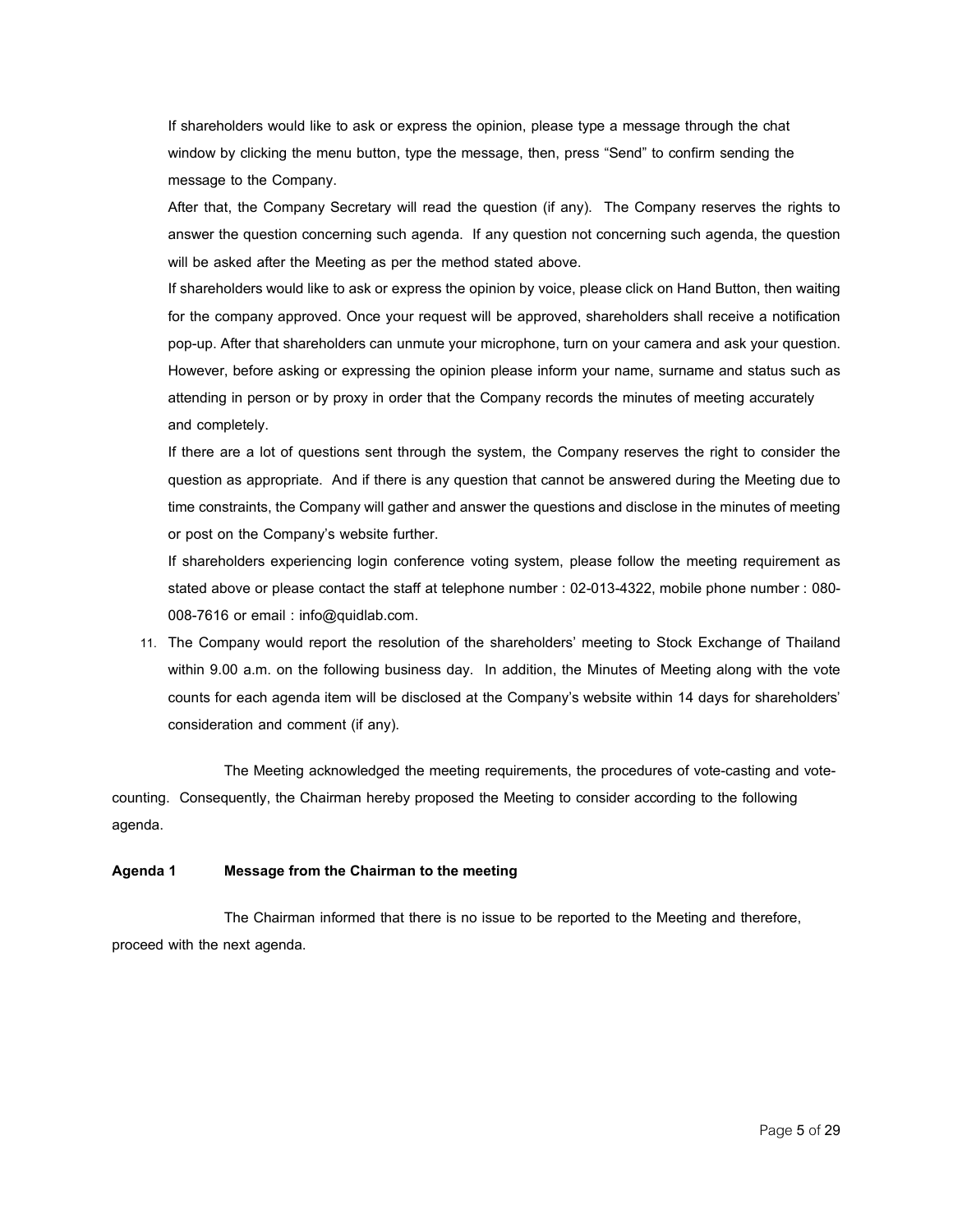If shareholders would like to ask or express the opinion, please type a message through the chat window by clicking the menu button, type the message, then, press "Send" to confirm sending the message to the Company.

After that, the Company Secretary will read the question (if any). The Company reserves the rights to answer the question concerning such agenda. If any question not concerning such agenda, the question will be asked after the Meeting as per the method stated above.

If shareholders would like to ask or express the opinion by voice, please click on Hand Button, then waiting for the company approved. Once your request will be approved, shareholders shall receive a notification pop-up. After that shareholders can unmute your microphone, turn on your camera and ask your question. However, before asking or expressing the opinion please inform your name, surname and status such as attending in person or by proxy in order that the Company records the minutes of meeting accurately and completely.

If there are a lot of questions sent through the system, the Company reserves the right to consider the question as appropriate. And if there is any question that cannot be answered during the Meeting due to time constraints, the Company will gather and answer the questions and disclose in the minutes of meeting or post on the Company's website further.

If shareholders experiencing login conference voting system, please follow the meeting requirement as stated above or please contact the staff at telephone number : 02-013-4322, mobile phone number : 080-008-7616 or email : info@quidlab.com.

11. The Company would report the resolution of the shareholders' meeting to Stock Exchange of Thailand within 9.00 a.m. on the following business day. In addition, the Minutes of Meeting along with the vote counts for each agenda item will be disclosed at the Company's website within 14 days for shareholders' consideration and comment (if any).

The Meeting acknowledged the meeting requirements, the procedures of vote-casting and vote-counting. Consequently, the Chairman hereby proposed the Meeting to consider according to the following agenda.

**Agenda 1 Message from the Chairman to the meeting**

The Chairman informed that there is no issue to be reported to the Meeting and therefore, proceed with the next agenda.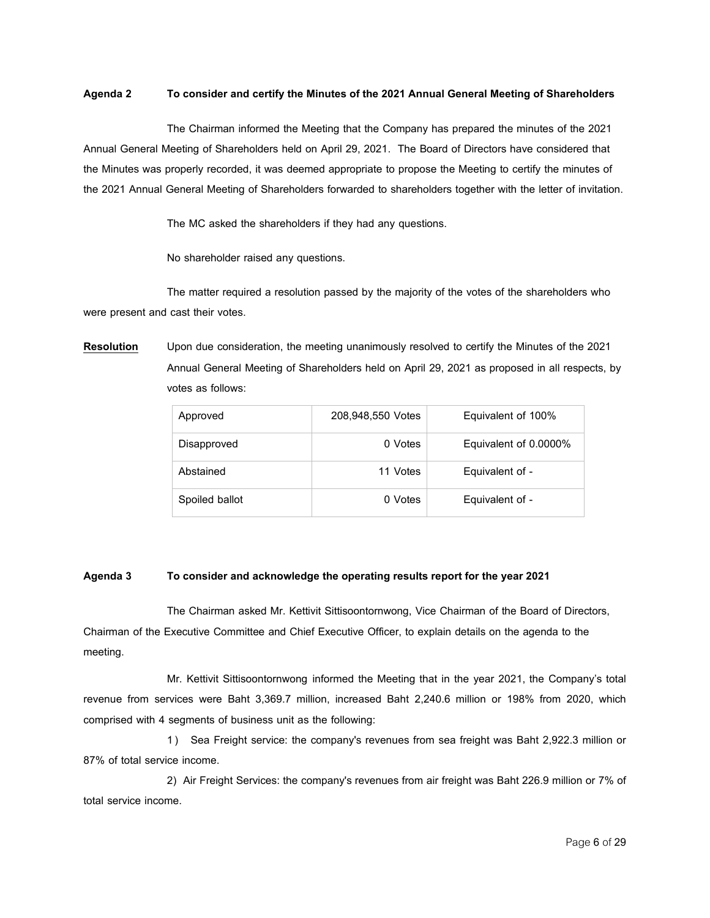**Agenda 2 To consider and certify the Minutes of the 2021 Annual General Meeting of Shareholders**

The Chairman informed the Meeting that the Company has prepared the minutes of the 2021 Annual General Meeting of Shareholders held on April 29, 2021. The Board of Directors have considered that the Minutes was properly recorded, it was deemed appropriate to propose the Meeting to certify the minutes of the 2021 Annual General Meeting of Shareholders forwarded to shareholders together with the letter of invitation.

The MC asked the shareholders if they had any questions.

No shareholder raised any questions.

The matter required a resolution passed by the majority of the votes of the shareholders who were present and cast their votes.

**Resolution** Upon due consideration, the meeting unanimously resolved to certify the Minutes of the 2021 Annual General Meeting of Shareholders held on April 29, 2021 as proposed in all respects, by votes as follows:

| | | |
|---|---|---|
| Approved | 208,948,550 Votes | Equivalent of 100% |
| Disapproved | 0 Votes | Equivalent of 0.0000% |
| Abstained | 11 Votes | Equivalent of - |
| Spoiled ballot | 0 Votes | Equivalent of - |

**Agenda 3 To consider and acknowledge the operating results report for the year 2021**

The Chairman asked Mr. Kettivit Sittisoontornwong, Vice Chairman of the Board of Directors, Chairman of the Executive Committee and Chief Executive Officer, to explain details on the agenda to the meeting.

Mr. Kettivit Sittisoontornwong informed the Meeting that in the year 2021, the Company's total revenue from services were Baht 3,369.7 million, increased Baht 2,240.6 million or 198% from 2020, which comprised with 4 segments of business unit as the following:

1) Sea Freight service: the company's revenues from sea freight was Baht 2,922.3 million or 87% of total service income.

2) Air Freight Services: the company's revenues from air freight was Baht 226.9 million or 7% of total service income.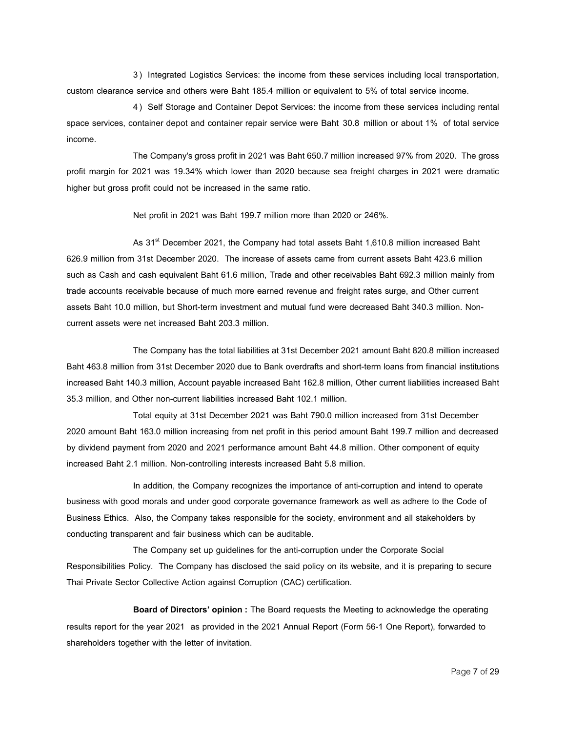3 ) Integrated Logistics Services: the income from these services including local transportation, custom clearance service and others were Baht 185.4 million or equivalent to 5% of total service income.

4 ) Self Storage and Container Depot Services: the income from these services including rental space services, container depot and container repair service were Baht 30.8 million or about 1% of total service income.

The Company's gross profit in 2021 was Baht 650.7 million increased 97% from 2020. The gross profit margin for 2021 was 19.34% which lower than 2020 because sea freight charges in 2021 were dramatic higher but gross profit could not be increased in the same ratio.

Net profit in 2021 was Baht 199.7 million more than 2020 or 246%.

As 31st December 2021, the Company had total assets Baht 1,610.8 million increased Baht 626.9 million from 31st December 2020. The increase of assets came from current assets Baht 423.6 million such as Cash and cash equivalent Baht 61.6 million, Trade and other receivables Baht 692.3 million mainly from trade accounts receivable because of much more earned revenue and freight rates surge, and Other current assets Baht 10.0 million, but Short-term investment and mutual fund were decreased Baht 340.3 million. Non-current assets were net increased Baht 203.3 million.

The Company has the total liabilities at 31st December 2021 amount Baht 820.8 million increased Baht 463.8 million from 31st December 2020 due to Bank overdrafts and short-term loans from financial institutions increased Baht 140.3 million, Account payable increased Baht 162.8 million, Other current liabilities increased Baht 35.3 million, and Other non-current liabilities increased Baht 102.1 million.

Total equity at 31st December 2021 was Baht 790.0 million increased from 31st December 2020 amount Baht 163.0 million increasing from net profit in this period amount Baht 199.7 million and decreased by dividend payment from 2020 and 2021 performance amount Baht 44.8 million. Other component of equity increased Baht 2.1 million. Non-controlling interests increased Baht 5.8 million.

In addition, the Company recognizes the importance of anti-corruption and intend to operate business with good morals and under good corporate governance framework as well as adhere to the Code of Business Ethics. Also, the Company takes responsible for the society, environment and all stakeholders by conducting transparent and fair business which can be auditable.

The Company set up guidelines for the anti-corruption under the Corporate Social Responsibilities Policy. The Company has disclosed the said policy on its website, and it is preparing to secure Thai Private Sector Collective Action against Corruption (CAC) certification.

**Board of Directors' opinion :** The Board requests the Meeting to acknowledge the operating results report for the year 2021 as provided in the 2021 Annual Report (Form 56-1 One Report), forwarded to shareholders together with the letter of invitation.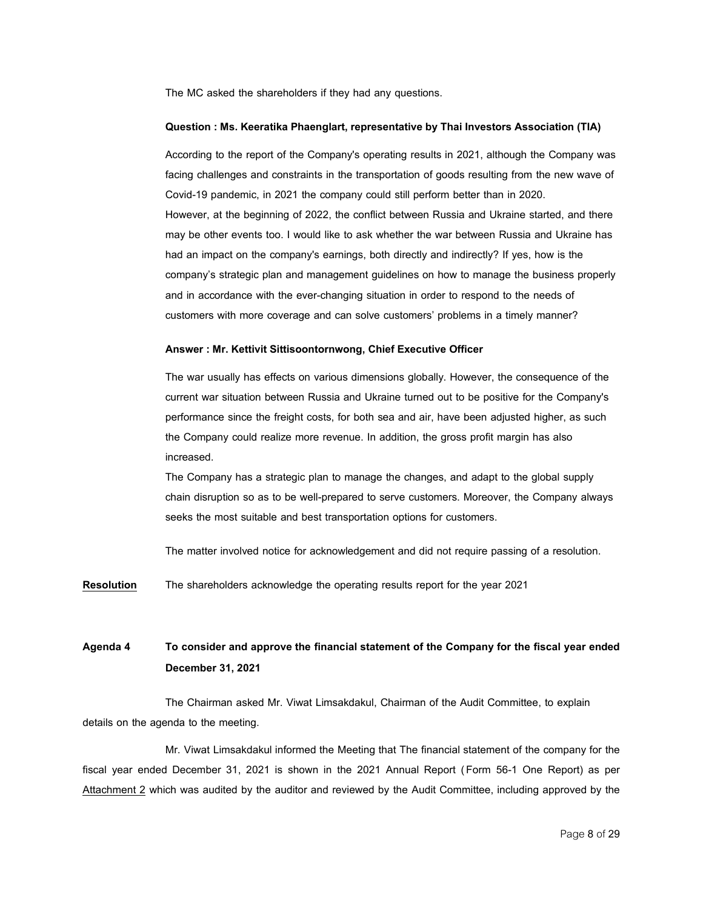The MC asked the shareholders if they had any questions.

**Question : Ms. Keeratika Phaenglart, representative by Thai Investors Association (TIA)**

According to the report of the Company's operating results in 2021, although the Company was facing challenges and constraints in the transportation of goods resulting from the new wave of Covid-19 pandemic, in 2021 the company could still perform better than in 2020.
However, at the beginning of 2022, the conflict between Russia and Ukraine started, and there may be other events too. I would like to ask whether the war between Russia and Ukraine has had an impact on the company's earnings, both directly and indirectly? If yes, how is the company's strategic plan and management guidelines on how to manage the business properly and in accordance with the ever-changing situation in order to respond to the needs of customers with more coverage and can solve customers' problems in a timely manner?

**Answer : Mr. Kettivit Sittisoontornwong, Chief Executive Officer**

The war usually has effects on various dimensions globally. However, the consequence of the current war situation between Russia and Ukraine turned out to be positive for the Company's performance since the freight costs, for both sea and air, have been adjusted higher, as such the Company could realize more revenue. In addition, the gross profit margin has also increased.
The Company has a strategic plan to manage the changes, and adapt to the global supply chain disruption so as to be well-prepared to serve customers. Moreover, the Company always seeks the most suitable and best transportation options for customers.

The matter involved notice for acknowledgement and did not require passing of a resolution.

**Resolution** The shareholders acknowledge the operating results report for the year 2021

**Agenda 4 To consider and approve the financial statement of the Company for the fiscal year ended December 31, 2021**

The Chairman asked Mr. Viwat Limsakdakul, Chairman of the Audit Committee, to explain details on the agenda to the meeting.

Mr. Viwat Limsakdakul informed the Meeting that The financial statement of the company for the fiscal year ended December 31, 2021 is shown in the 2021 Annual Report (Form 56-1 One Report) as per Attachment 2 which was audited by the auditor and reviewed by the Audit Committee, including approved by the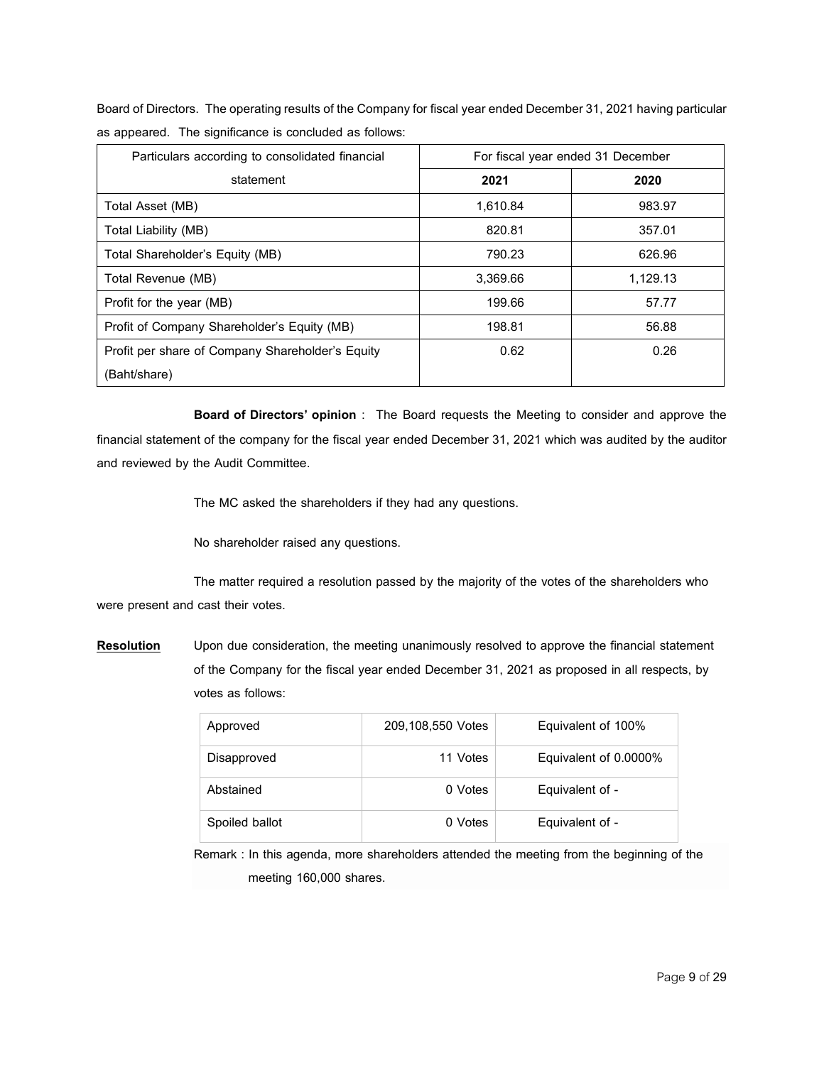Board of Directors. The operating results of the Company for fiscal year ended December 31, 2021 having particular as appeared. The significance is concluded as follows:

| Particulars according to consolidated financial statement | For fiscal year ended 31 December | |
|---|---|---|
| | **2021** | **2020** |
| Total Asset (MB) | 1,610.84 | 983.97 |
| Total Liability (MB) | 820.81 | 357.01 |
| Total Shareholder's Equity (MB) | 790.23 | 626.96 |
| Total Revenue (MB) | 3,369.66 | 1,129.13 |
| Profit for the year (MB) | 199.66 | 57.77 |
| Profit of Company Shareholder's Equity (MB) | 198.81 | 56.88 |
| Profit per share of Company Shareholder's Equity (Baht/share) | 0.62 | 0.26 |

**Board of Directors' opinion** : The Board requests the Meeting to consider and approve the financial statement of the company for the fiscal year ended December 31, 2021 which was audited by the auditor and reviewed by the Audit Committee.

The MC asked the shareholders if they had any questions.

No shareholder raised any questions.

The matter required a resolution passed by the majority of the votes of the shareholders who were present and cast their votes.

**Resolution** Upon due consideration, the meeting unanimously resolved to approve the financial statement of the Company for the fiscal year ended December 31, 2021 as proposed in all respects, by votes as follows:

| | | |
|---|---|---|
| Approved | 209,108,550 Votes | Equivalent of 100% |
| Disapproved | 11 Votes | Equivalent of 0.0000% |
| Abstained | 0 Votes | Equivalent of - |
| Spoiled ballot | 0 Votes | Equivalent of - |

Remark : In this agenda, more shareholders attended the meeting from the beginning of the meeting 160,000 shares.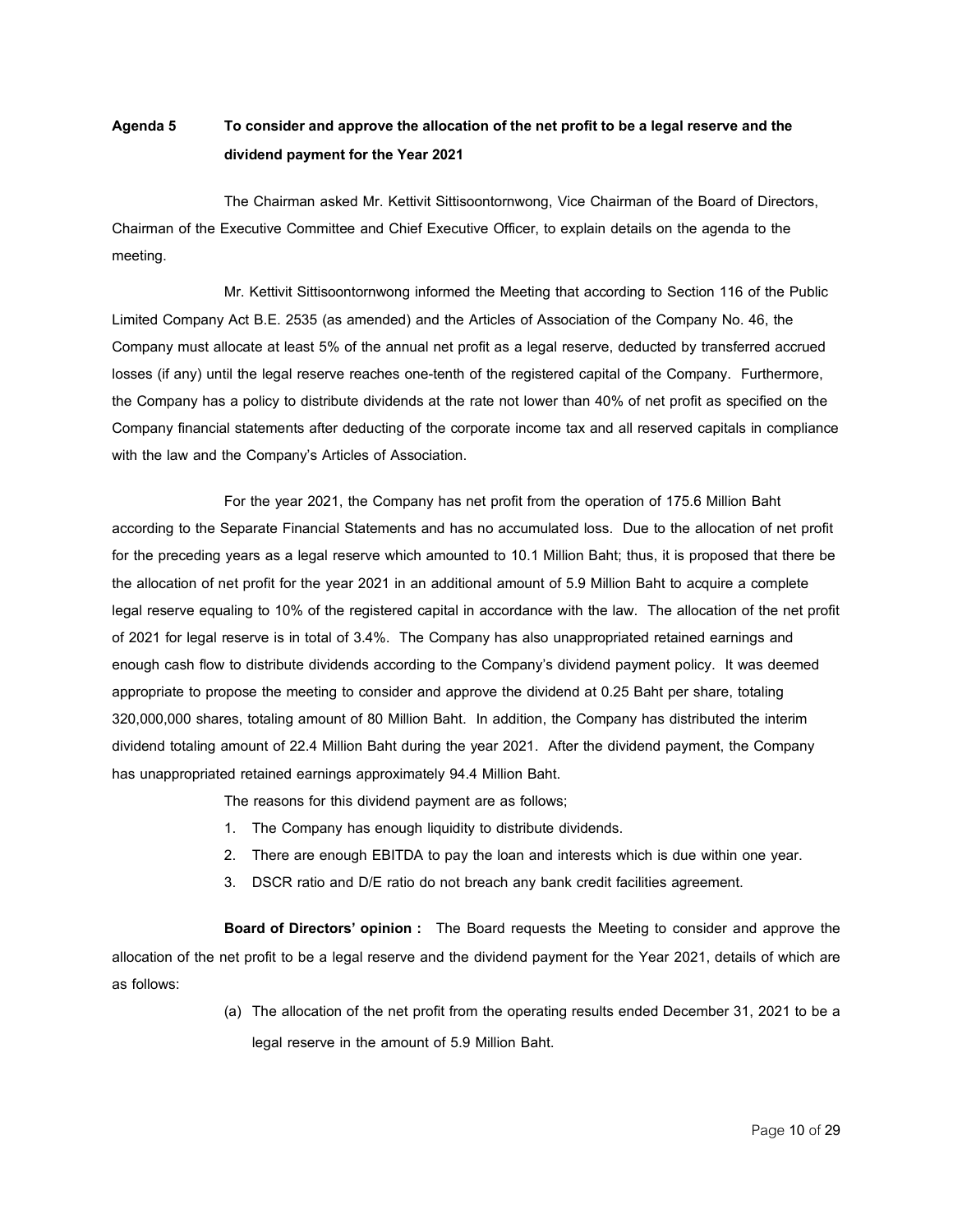**Agenda 5 To consider and approve the allocation of the net profit to be a legal reserve and the dividend payment for the Year 2021**

The Chairman asked Mr. Kettivit Sittisoontornwong, Vice Chairman of the Board of Directors, Chairman of the Executive Committee and Chief Executive Officer, to explain details on the agenda to the meeting.

Mr. Kettivit Sittisoontornwong informed the Meeting that according to Section 116 of the Public Limited Company Act B.E. 2535 (as amended) and the Articles of Association of the Company No. 46, the Company must allocate at least 5% of the annual net profit as a legal reserve, deducted by transferred accrued losses (if any) until the legal reserve reaches one-tenth of the registered capital of the Company. Furthermore, the Company has a policy to distribute dividends at the rate not lower than 40% of net profit as specified on the Company financial statements after deducting of the corporate income tax and all reserved capitals in compliance with the law and the Company's Articles of Association.

For the year 2021, the Company has net profit from the operation of 175.6 Million Baht according to the Separate Financial Statements and has no accumulated loss. Due to the allocation of net profit for the preceding years as a legal reserve which amounted to 10.1 Million Baht; thus, it is proposed that there be the allocation of net profit for the year 2021 in an additional amount of 5.9 Million Baht to acquire a complete legal reserve equaling to 10% of the registered capital in accordance with the law. The allocation of the net profit of 2021 for legal reserve is in total of 3.4%. The Company has also unappropriated retained earnings and enough cash flow to distribute dividends according to the Company's dividend payment policy. It was deemed appropriate to propose the meeting to consider and approve the dividend at 0.25 Baht per share, totaling 320,000,000 shares, totaling amount of 80 Million Baht. In addition, the Company has distributed the interim dividend totaling amount of 22.4 Million Baht during the year 2021. After the dividend payment, the Company has unappropriated retained earnings approximately 94.4 Million Baht.

The reasons for this dividend payment are as follows;

1. The Company has enough liquidity to distribute dividends.
2. There are enough EBITDA to pay the loan and interests which is due within one year.
3. DSCR ratio and D/E ratio do not breach any bank credit facilities agreement.

**Board of Directors' opinion :** The Board requests the Meeting to consider and approve the allocation of the net profit to be a legal reserve and the dividend payment for the Year 2021, details of which are as follows:

(a) The allocation of the net profit from the operating results ended December 31, 2021 to be a legal reserve in the amount of 5.9 Million Baht.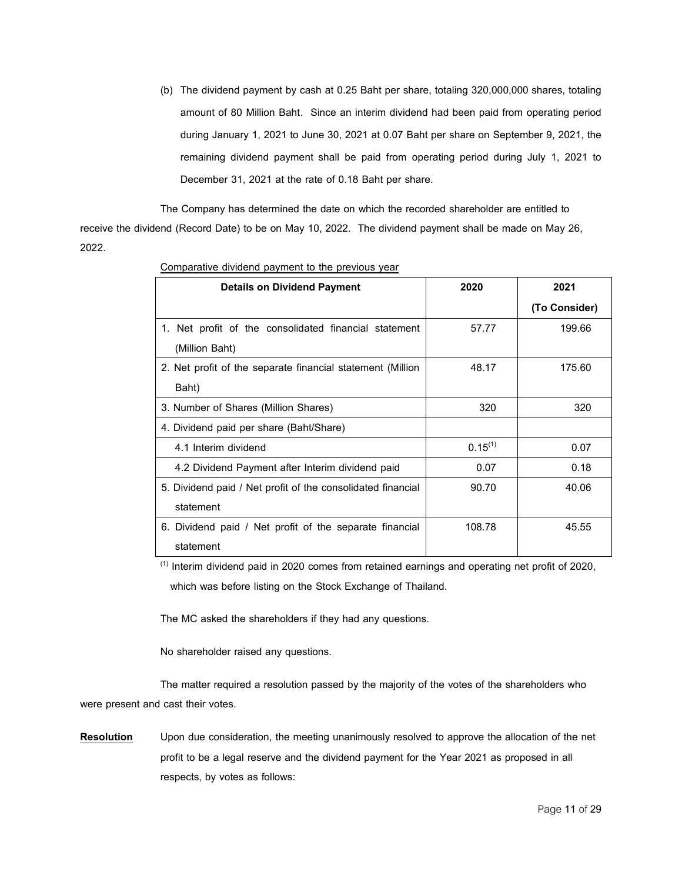(b) The dividend payment by cash at 0.25 Baht per share, totaling 320,000,000 shares, totaling amount of 80 Million Baht. Since an interim dividend had been paid from operating period during January 1, 2021 to June 30, 2021 at 0.07 Baht per share on September 9, 2021, the remaining dividend payment shall be paid from operating period during July 1, 2021 to December 31, 2021 at the rate of 0.18 Baht per share.

The Company has determined the date on which the recorded shareholder are entitled to receive the dividend (Record Date) to be on May 10, 2022. The dividend payment shall be made on May 26, 2022.

Comparative dividend payment to the previous year

| Details on Dividend Payment | 2020 | 2021 (To Consider) |
|---|---|---|
| 1. Net profit of the consolidated financial statement (Million Baht) | 57.77 | 199.66 |
| 2. Net profit of the separate financial statement (Million Baht) | 48.17 | 175.60 |
| 3. Number of Shares (Million Shares) | 320 | 320 |
| 4. Dividend paid per share (Baht/Share) | | |
| 4.1 Interim dividend | 0.15[1] | 0.07 |
| 4.2 Dividend Payment after Interim dividend paid | 0.07 | 0.18 |
| 5. Dividend paid / Net profit of the consolidated financial statement | 90.70 | 40.06 |
| 6. Dividend paid / Net profit of the separate financial statement | 108.78 | 45.55 |

[1] Interim dividend paid in 2020 comes from retained earnings and operating net profit of 2020, which was before listing on the Stock Exchange of Thailand.

The MC asked the shareholders if they had any questions.

No shareholder raised any questions.

The matter required a resolution passed by the majority of the votes of the shareholders who were present and cast their votes.

**Resolution** Upon due consideration, the meeting unanimously resolved to approve the allocation of the net profit to be a legal reserve and the dividend payment for the Year 2021 as proposed in all respects, by votes as follows: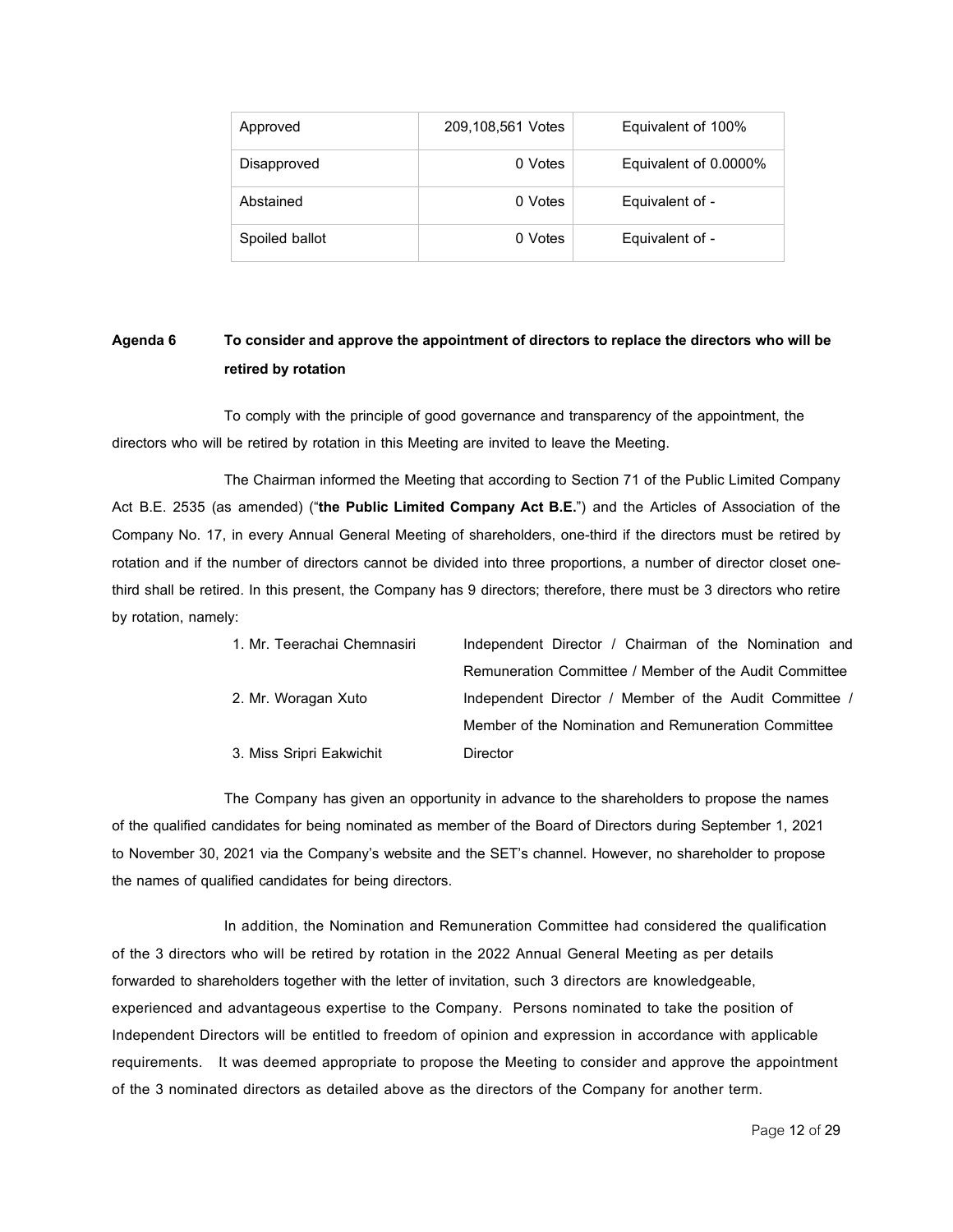| Approved | 209,108,561 Votes | Equivalent of 100% |
|---|---|---|
| Disapproved | 0 Votes | Equivalent of 0.0000% |
| Abstained | 0 Votes | Equivalent of - |
| Spoiled ballot | 0 Votes | Equivalent of - |

**Agenda 6 To consider and approve the appointment of directors to replace the directors who will be retired by rotation**

To comply with the principle of good governance and transparency of the appointment, the directors who will be retired by rotation in this Meeting are invited to leave the Meeting.

The Chairman informed the Meeting that according to Section 71 of the Public Limited Company Act B.E. 2535 (as amended) ("**the Public Limited Company Act B.E.**") and the Articles of Association of the Company No. 17, in every Annual General Meeting of shareholders, one-third if the directors must be retired by rotation and if the number of directors cannot be divided into three proportions, a number of director closet one-third shall be retired. In this present, the Company has 9 directors; therefore, there must be 3 directors who retire by rotation, namely:

| | |
|---|---|
| 1. Mr. Teerachai Chemnasiri | Independent Director / Chairman of the Nomination and Remuneration Committee / Member of the Audit Committee |
| 2. Mr. Woragan Xuto | Independent Director / Member of the Audit Committee / Member of the Nomination and Remuneration Committee |
| 3. Miss Sripri Eakwichit | Director |

The Company has given an opportunity in advance to the shareholders to propose the names of the qualified candidates for being nominated as member of the Board of Directors during September 1, 2021 to November 30, 2021 via the Company's website and the SET's channel. However, no shareholder to propose the names of qualified candidates for being directors.

In addition, the Nomination and Remuneration Committee had considered the qualification of the 3 directors who will be retired by rotation in the 2022 Annual General Meeting as per details forwarded to shareholders together with the letter of invitation, such 3 directors are knowledgeable, experienced and advantageous expertise to the Company. Persons nominated to take the position of Independent Directors will be entitled to freedom of opinion and expression in accordance with applicable requirements. It was deemed appropriate to propose the Meeting to consider and approve the appointment of the 3 nominated directors as detailed above as the directors of the Company for another term.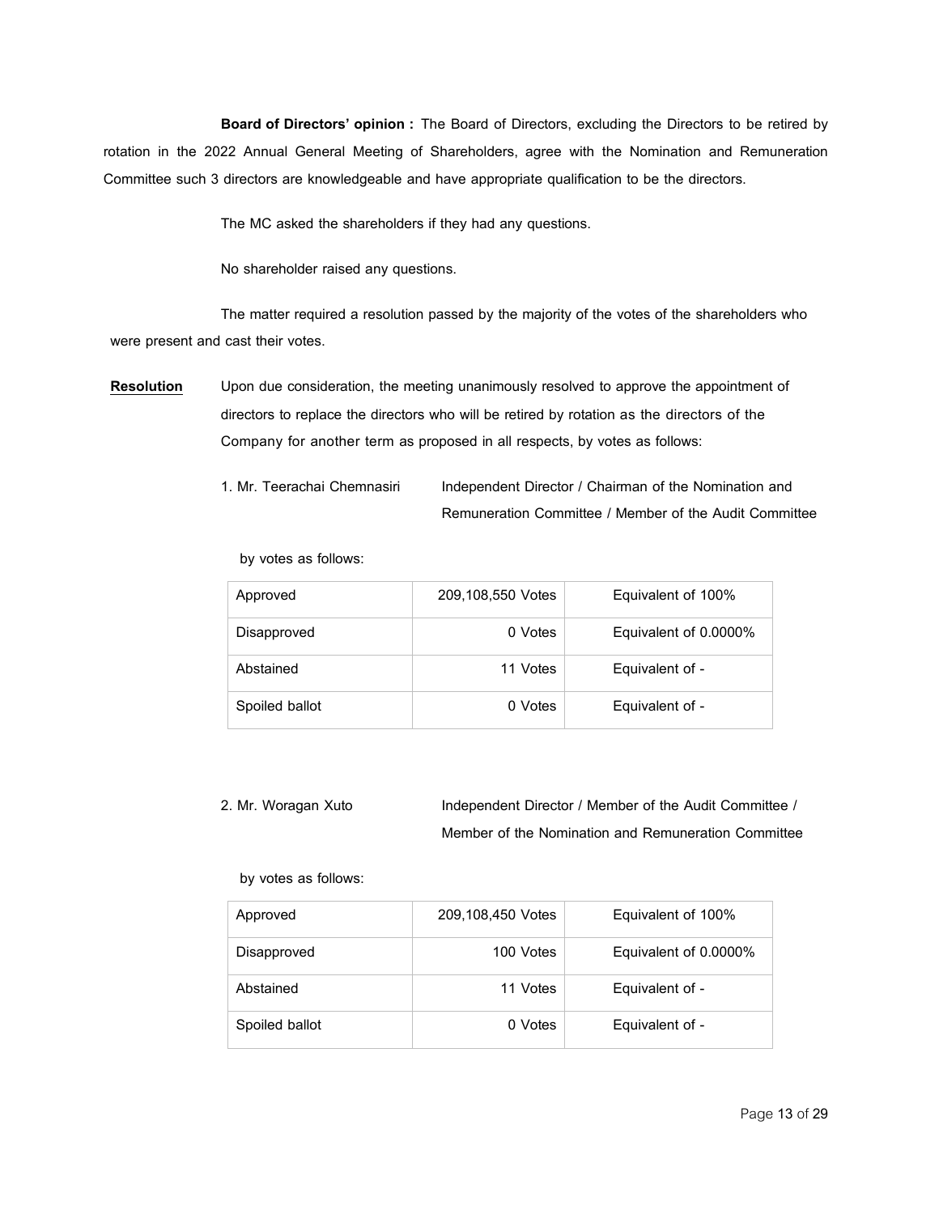**Board of Directors' opinion :** The Board of Directors, excluding the Directors to be retired by rotation in the 2022 Annual General Meeting of Shareholders, agree with the Nomination and Remuneration Committee such 3 directors are knowledgeable and have appropriate qualification to be the directors.

The MC asked the shareholders if they had any questions.

No shareholder raised any questions.

The matter required a resolution passed by the majority of the votes of the shareholders who were present and cast their votes.

**Resolution** Upon due consideration, the meeting unanimously resolved to approve the appointment of directors to replace the directors who will be retired by rotation as the directors of the Company for another term as proposed in all respects, by votes as follows:

1. Mr. Teerachai Chemnasiri — Independent Director / Chairman of the Nomination and Remuneration Committee / Member of the Audit Committee

by votes as follows:

| | | |
|---|---|---|
| Approved | 209,108,550 Votes | Equivalent of 100% |
| Disapproved | 0 Votes | Equivalent of 0.0000% |
| Abstained | 11 Votes | Equivalent of - |
| Spoiled ballot | 0 Votes | Equivalent of - |

2. Mr. Woragan Xuto — Independent Director / Member of the Audit Committee / Member of the Nomination and Remuneration Committee

by votes as follows:

| | | |
|---|---|---|
| Approved | 209,108,450 Votes | Equivalent of 100% |
| Disapproved | 100 Votes | Equivalent of 0.0000% |
| Abstained | 11 Votes | Equivalent of - |
| Spoiled ballot | 0 Votes | Equivalent of - |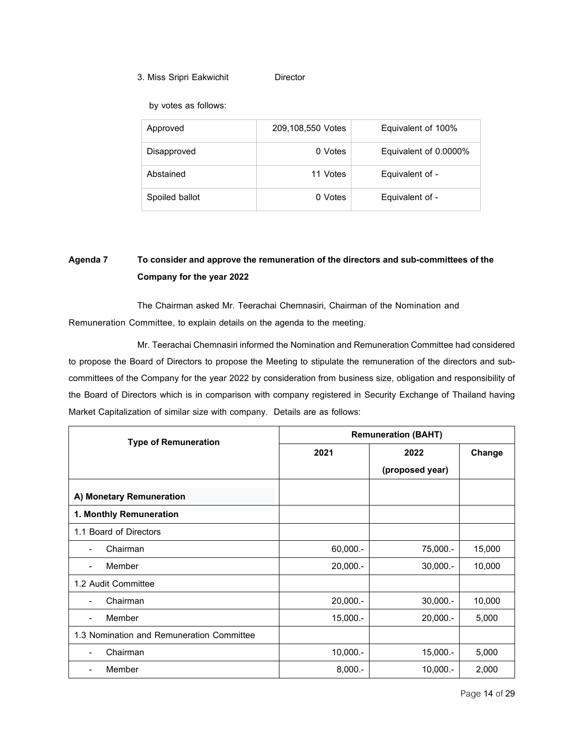3. Miss Sripri Eakwichit Director

by votes as follows:

| Approved | 209,108,550 Votes | Equivalent of 100% |
|---|---|---|
| Disapproved | 0 Votes | Equivalent of 0.0000% |
| Abstained | 11 Votes | Equivalent of - |
| Spoiled ballot | 0 Votes | Equivalent of - |

**Agenda 7 To consider and approve the remuneration of the directors and sub-committees of the Company for the year 2022**

The Chairman asked Mr. Teerachai Chemnasiri, Chairman of the Nomination and Remuneration Committee, to explain details on the agenda to the meeting.

Mr. Teerachai Chemnasiri informed the Nomination and Remuneration Committee had considered to propose the Board of Directors to propose the Meeting to stipulate the remuneration of the directors and sub-committees of the Company for the year 2022 by consideration from business size, obligation and responsibility of the Board of Directors which is in comparison with company registered in Security Exchange of Thailand having Market Capitalization of similar size with company. Details are as follows:

| Type of Remuneration | Remuneration (BAHT) | | |
|---|---|---|---|
| | 2021 | 2022 (proposed year) | Change |
| **A) Monetary Remuneration** | | | |
| **1. Monthly Remuneration** | | | |
| 1.1 Board of Directors | | | |
| - Chairman | 60,000.- | 75,000.- | 15,000 |
| - Member | 20,000.- | 30,000.- | 10,000 |
| 1.2 Audit Committee | | | |
| - Chairman | 20,000.- | 30,000.- | 10,000 |
| - Member | 15,000.- | 20,000.- | 5,000 |
| 1.3 Nomination and Remuneration Committee | | | |
| - Chairman | 10,000.- | 15,000.- | 5,000 |
| - Member | 8,000.- | 10,000.- | 2,000 |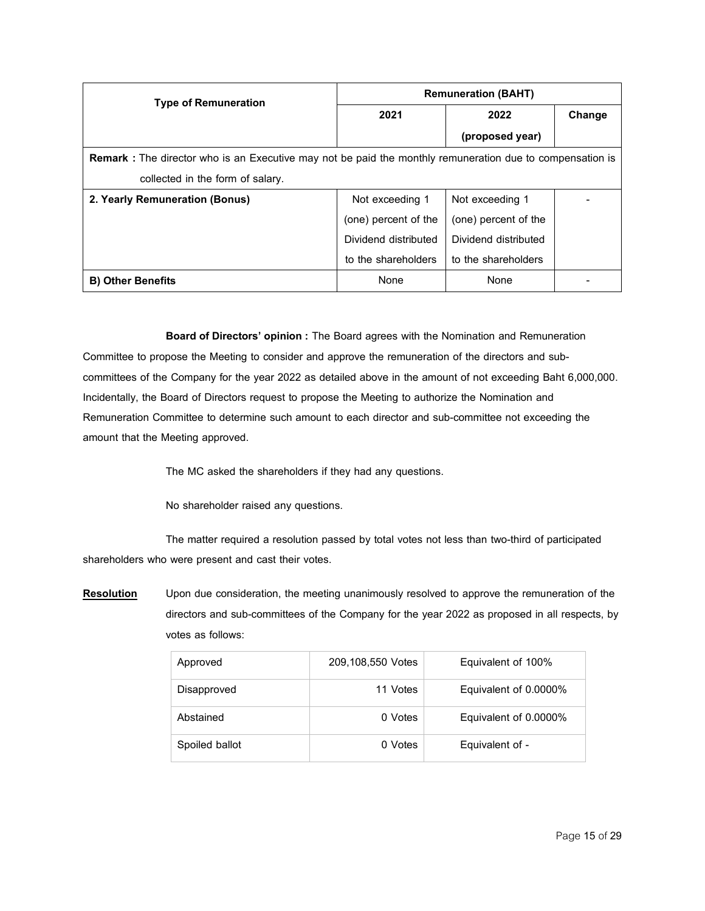| Type of Remuneration | Remuneration (BAHT) | | |
|---|---|---|---|
| | 2021 | 2022 (proposed year) | Change |
| **Remark :** The director who is an Executive may not be paid the monthly remuneration due to compensation is collected in the form of salary. | | | |
| **2. Yearly Remuneration (Bonus)** | Not exceeding 1 (one) percent of the Dividend distributed to the shareholders | Not exceeding 1 (one) percent of the Dividend distributed to the shareholders | - |
| **B) Other Benefits** | None | None | - |

**Board of Directors' opinion :** The Board agrees with the Nomination and Remuneration Committee to propose the Meeting to consider and approve the remuneration of the directors and sub-committees of the Company for the year 2022 as detailed above in the amount of not exceeding Baht 6,000,000. Incidentally, the Board of Directors request to propose the Meeting to authorize the Nomination and Remuneration Committee to determine such amount to each director and sub-committee not exceeding the amount that the Meeting approved.

The MC asked the shareholders if they had any questions.

No shareholder raised any questions.

The matter required a resolution passed by total votes not less than two-third of participated shareholders who were present and cast their votes.

**Resolution** Upon due consideration, the meeting unanimously resolved to approve the remuneration of the directors and sub-committees of the Company for the year 2022 as proposed in all respects, by votes as follows:

| | | |
|---|---|---|
| Approved | 209,108,550 Votes | Equivalent of 100% |
| Disapproved | 11 Votes | Equivalent of 0.0000% |
| Abstained | 0 Votes | Equivalent of 0.0000% |
| Spoiled ballot | 0 Votes | Equivalent of - |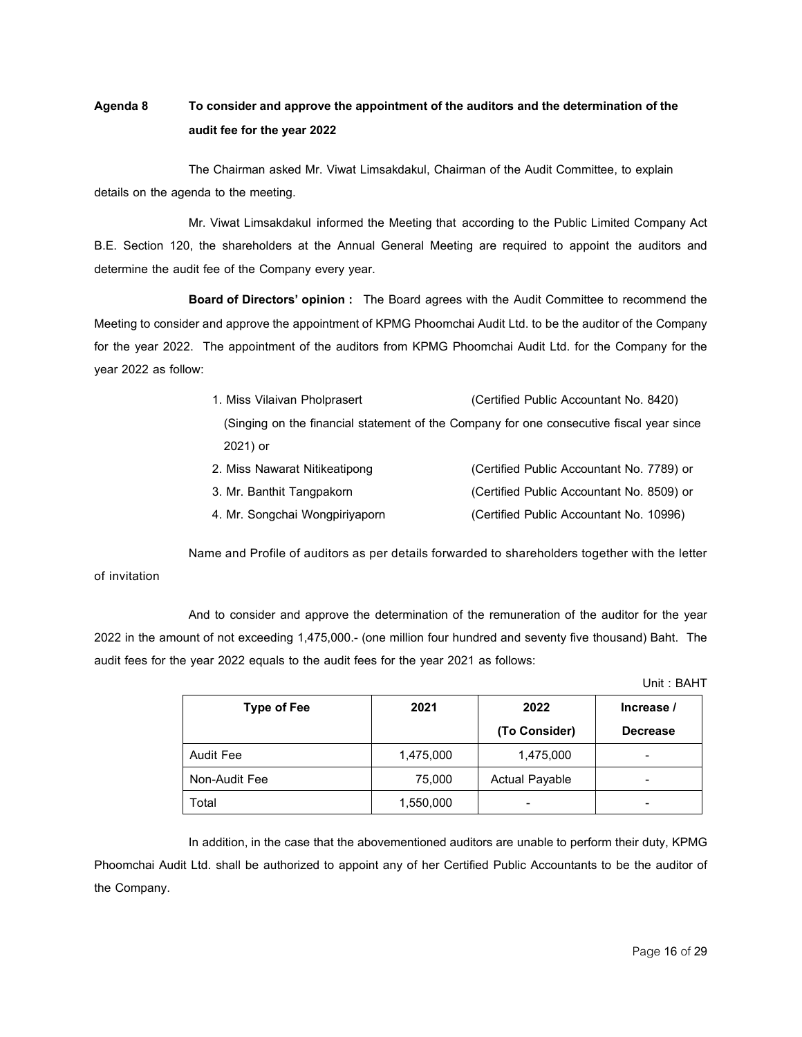**Agenda 8 To consider and approve the appointment of the auditors and the determination of the audit fee for the year 2022**

The Chairman asked Mr. Viwat Limsakdakul, Chairman of the Audit Committee, to explain details on the agenda to the meeting.

Mr. Viwat Limsakdakul informed the Meeting that according to the Public Limited Company Act B.E. Section 120, the shareholders at the Annual General Meeting are required to appoint the auditors and determine the audit fee of the Company every year.

**Board of Directors' opinion :** The Board agrees with the Audit Committee to recommend the Meeting to consider and approve the appointment of KPMG Phoomchai Audit Ltd. to be the auditor of the Company for the year 2022. The appointment of the auditors from KPMG Phoomchai Audit Ltd. for the Company for the year 2022 as follow:

1. Miss Vilaivan Pholprasert (Certified Public Accountant No. 8420)
   (Singing on the financial statement of the Company for one consecutive fiscal year since 2021) or
2. Miss Nawarat Nitikeatipong (Certified Public Accountant No. 7789) or
3. Mr. Banthit Tangpakorn (Certified Public Accountant No. 8509) or
4. Mr. Songchai Wongpiriyaporn (Certified Public Accountant No. 10996)

Name and Profile of auditors as per details forwarded to shareholders together with the letter of invitation

And to consider and approve the determination of the remuneration of the auditor for the year 2022 in the amount of not exceeding 1,475,000.- (one million four hundred and seventy five thousand) Baht. The audit fees for the year 2022 equals to the audit fees for the year 2021 as follows:

Unit : BAHT

| Type of Fee | 2021 | 2022 (To Consider) | Increase / Decrease |
|---|---|---|---|
| Audit Fee | 1,475,000 | 1,475,000 | - |
| Non-Audit Fee | 75,000 | Actual Payable | - |
| Total | 1,550,000 | - | - |

In addition, in the case that the abovementioned auditors are unable to perform their duty, KPMG Phoomchai Audit Ltd. shall be authorized to appoint any of her Certified Public Accountants to be the auditor of the Company.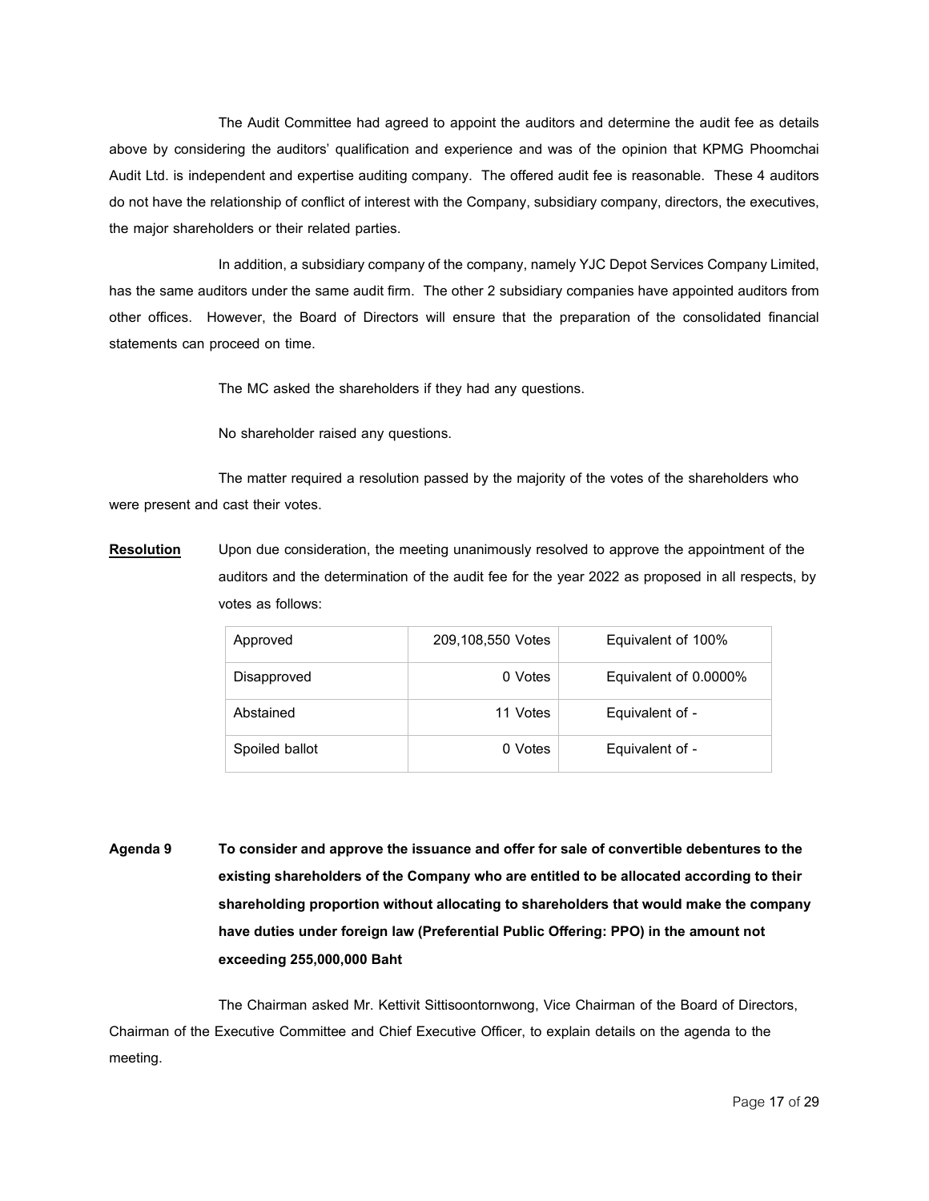The Audit Committee had agreed to appoint the auditors and determine the audit fee as details above by considering the auditors' qualification and experience and was of the opinion that KPMG Phoomchai Audit Ltd. is independent and expertise auditing company. The offered audit fee is reasonable. These 4 auditors do not have the relationship of conflict of interest with the Company, subsidiary company, directors, the executives, the major shareholders or their related parties.

In addition, a subsidiary company of the company, namely YJC Depot Services Company Limited, has the same auditors under the same audit firm. The other 2 subsidiary companies have appointed auditors from other offices. However, the Board of Directors will ensure that the preparation of the consolidated financial statements can proceed on time.

The MC asked the shareholders if they had any questions.

No shareholder raised any questions.

The matter required a resolution passed by the majority of the votes of the shareholders who were present and cast their votes.

**Resolution** Upon due consideration, the meeting unanimously resolved to approve the appointment of the auditors and the determination of the audit fee for the year 2022 as proposed in all respects, by votes as follows:

| | | |
|---|---|---|
| Approved | 209,108,550 Votes | Equivalent of 100% |
| Disapproved | 0 Votes | Equivalent of 0.0000% |
| Abstained | 11 Votes | Equivalent of - |
| Spoiled ballot | 0 Votes | Equivalent of - |

**Agenda 9 To consider and approve the issuance and offer for sale of convertible debentures to the existing shareholders of the Company who are entitled to be allocated according to their shareholding proportion without allocating to shareholders that would make the company have duties under foreign law (Preferential Public Offering: PPO) in the amount not exceeding 255,000,000 Baht**

The Chairman asked Mr. Kettivit Sittisoontornwong, Vice Chairman of the Board of Directors, Chairman of the Executive Committee and Chief Executive Officer, to explain details on the agenda to the meeting.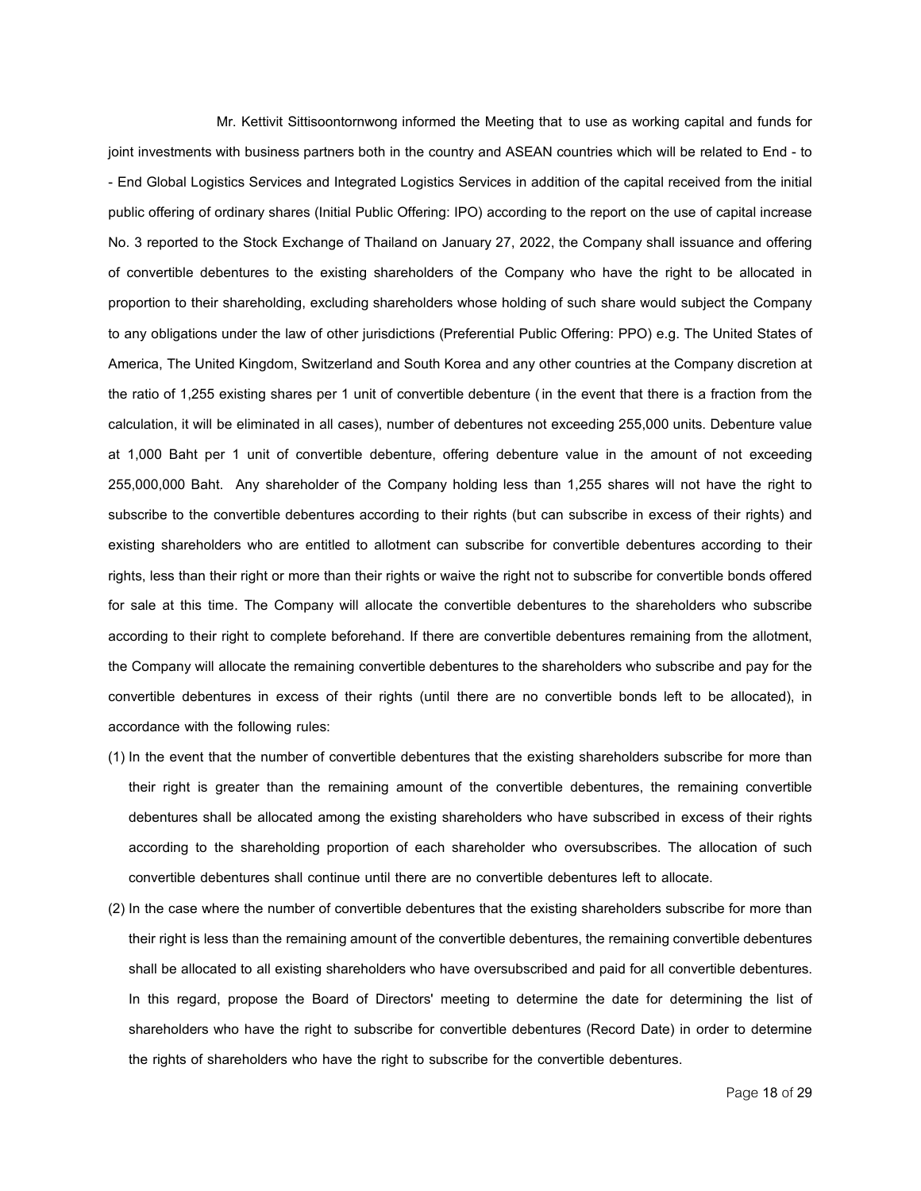Mr. Kettivit Sittisoontornwong informed the Meeting that to use as working capital and funds for joint investments with business partners both in the country and ASEAN countries which will be related to End - to - End Global Logistics Services and Integrated Logistics Services in addition of the capital received from the initial public offering of ordinary shares (Initial Public Offering: IPO) according to the report on the use of capital increase No. 3 reported to the Stock Exchange of Thailand on January 27, 2022, the Company shall issuance and offering of convertible debentures to the existing shareholders of the Company who have the right to be allocated in proportion to their shareholding, excluding shareholders whose holding of such share would subject the Company to any obligations under the law of other jurisdictions (Preferential Public Offering: PPO) e.g. The United States of America, The United Kingdom, Switzerland and South Korea and any other countries at the Company discretion at the ratio of 1,255 existing shares per 1 unit of convertible debenture (in the event that there is a fraction from the calculation, it will be eliminated in all cases), number of debentures not exceeding 255,000 units. Debenture value at 1,000 Baht per 1 unit of convertible debenture, offering debenture value in the amount of not exceeding 255,000,000 Baht. Any shareholder of the Company holding less than 1,255 shares will not have the right to subscribe to the convertible debentures according to their rights (but can subscribe in excess of their rights) and existing shareholders who are entitled to allotment can subscribe for convertible debentures according to their rights, less than their right or more than their rights or waive the right not to subscribe for convertible bonds offered for sale at this time. The Company will allocate the convertible debentures to the shareholders who subscribe according to their right to complete beforehand. If there are convertible debentures remaining from the allotment, the Company will allocate the remaining convertible debentures to the shareholders who subscribe and pay for the convertible debentures in excess of their rights (until there are no convertible bonds left to be allocated), in accordance with the following rules:

(1) In the event that the number of convertible debentures that the existing shareholders subscribe for more than their right is greater than the remaining amount of the convertible debentures, the remaining convertible debentures shall be allocated among the existing shareholders who have subscribed in excess of their rights according to the shareholding proportion of each shareholder who oversubscribes. The allocation of such convertible debentures shall continue until there are no convertible debentures left to allocate.

(2) In the case where the number of convertible debentures that the existing shareholders subscribe for more than their right is less than the remaining amount of the convertible debentures, the remaining convertible debentures shall be allocated to all existing shareholders who have oversubscribed and paid for all convertible debentures. In this regard, propose the Board of Directors' meeting to determine the date for determining the list of shareholders who have the right to subscribe for convertible debentures (Record Date) in order to determine the rights of shareholders who have the right to subscribe for the convertible debentures.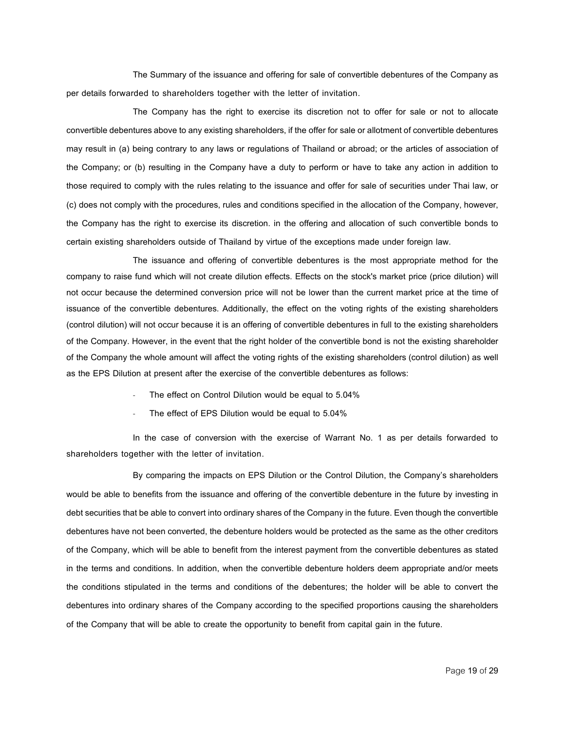The Summary of the issuance and offering for sale of convertible debentures of the Company as per details forwarded to shareholders together with the letter of invitation.

The Company has the right to exercise its discretion not to offer for sale or not to allocate convertible debentures above to any existing shareholders, if the offer for sale or allotment of convertible debentures may result in (a) being contrary to any laws or regulations of Thailand or abroad; or the articles of association of the Company; or (b) resulting in the Company have a duty to perform or have to take any action in addition to those required to comply with the rules relating to the issuance and offer for sale of securities under Thai law, or (c) does not comply with the procedures, rules and conditions specified in the allocation of the Company, however, the Company has the right to exercise its discretion. in the offering and allocation of such convertible bonds to certain existing shareholders outside of Thailand by virtue of the exceptions made under foreign law.

The issuance and offering of convertible debentures is the most appropriate method for the company to raise fund which will not create dilution effects. Effects on the stock's market price (price dilution) will not occur because the determined conversion price will not be lower than the current market price at the time of issuance of the convertible debentures. Additionally, the effect on the voting rights of the existing shareholders (control dilution) will not occur because it is an offering of convertible debentures in full to the existing shareholders of the Company. However, in the event that the right holder of the convertible bond is not the existing shareholder of the Company the whole amount will affect the voting rights of the existing shareholders (control dilution) as well as the EPS Dilution at present after the exercise of the convertible debentures as follows:

- The effect on Control Dilution would be equal to 5.04%
- The effect of EPS Dilution would be equal to 5.04%

In the case of conversion with the exercise of Warrant No. 1 as per details forwarded to shareholders together with the letter of invitation.

By comparing the impacts on EPS Dilution or the Control Dilution, the Company's shareholders would be able to benefits from the issuance and offering of the convertible debenture in the future by investing in debt securities that be able to convert into ordinary shares of the Company in the future. Even though the convertible debentures have not been converted, the debenture holders would be protected as the same as the other creditors of the Company, which will be able to benefit from the interest payment from the convertible debentures as stated in the terms and conditions. In addition, when the convertible debenture holders deem appropriate and/or meets the conditions stipulated in the terms and conditions of the debentures; the holder will be able to convert the debentures into ordinary shares of the Company according to the specified proportions causing the shareholders of the Company that will be able to create the opportunity to benefit from capital gain in the future.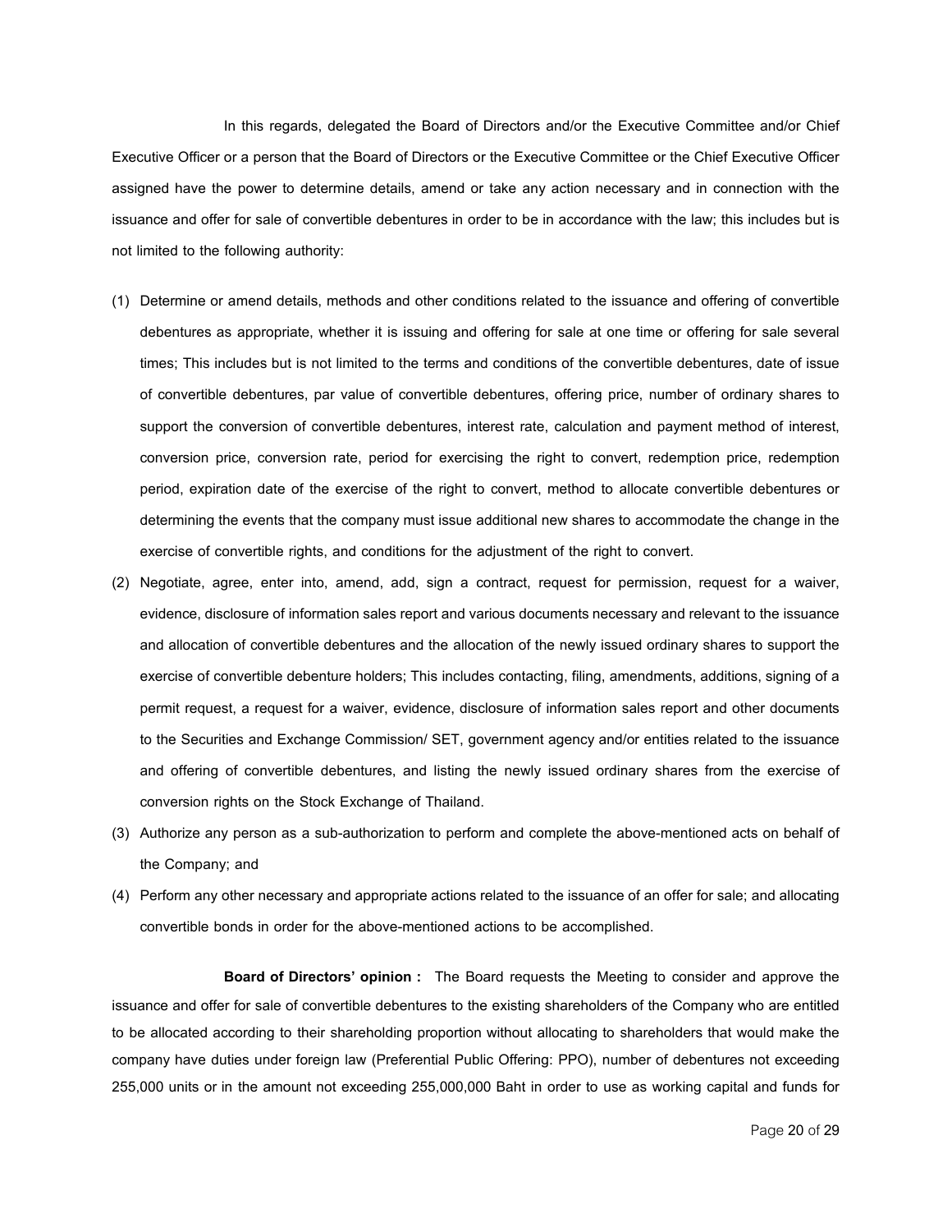In this regards, delegated the Board of Directors and/or the Executive Committee and/or Chief Executive Officer or a person that the Board of Directors or the Executive Committee or the Chief Executive Officer assigned have the power to determine details, amend or take any action necessary and in connection with the issuance and offer for sale of convertible debentures in order to be in accordance with the law; this includes but is not limited to the following authority:

(1) Determine or amend details, methods and other conditions related to the issuance and offering of convertible debentures as appropriate, whether it is issuing and offering for sale at one time or offering for sale several times; This includes but is not limited to the terms and conditions of the convertible debentures, date of issue of convertible debentures, par value of convertible debentures, offering price, number of ordinary shares to support the conversion of convertible debentures, interest rate, calculation and payment method of interest, conversion price, conversion rate, period for exercising the right to convert, redemption price, redemption period, expiration date of the exercise of the right to convert, method to allocate convertible debentures or determining the events that the company must issue additional new shares to accommodate the change in the exercise of convertible rights, and conditions for the adjustment of the right to convert.

(2) Negotiate, agree, enter into, amend, add, sign a contract, request for permission, request for a waiver, evidence, disclosure of information sales report and various documents necessary and relevant to the issuance and allocation of convertible debentures and the allocation of the newly issued ordinary shares to support the exercise of convertible debenture holders; This includes contacting, filing, amendments, additions, signing of a permit request, a request for a waiver, evidence, disclosure of information sales report and other documents to the Securities and Exchange Commission/ SET, government agency and/or entities related to the issuance and offering of convertible debentures, and listing the newly issued ordinary shares from the exercise of conversion rights on the Stock Exchange of Thailand.

(3) Authorize any person as a sub-authorization to perform and complete the above-mentioned acts on behalf of the Company; and

(4) Perform any other necessary and appropriate actions related to the issuance of an offer for sale; and allocating convertible bonds in order for the above-mentioned actions to be accomplished.

**Board of Directors' opinion :** The Board requests the Meeting to consider and approve the issuance and offer for sale of convertible debentures to the existing shareholders of the Company who are entitled to be allocated according to their shareholding proportion without allocating to shareholders that would make the company have duties under foreign law (Preferential Public Offering: PPO), number of debentures not exceeding 255,000 units or in the amount not exceeding 255,000,000 Baht in order to use as working capital and funds for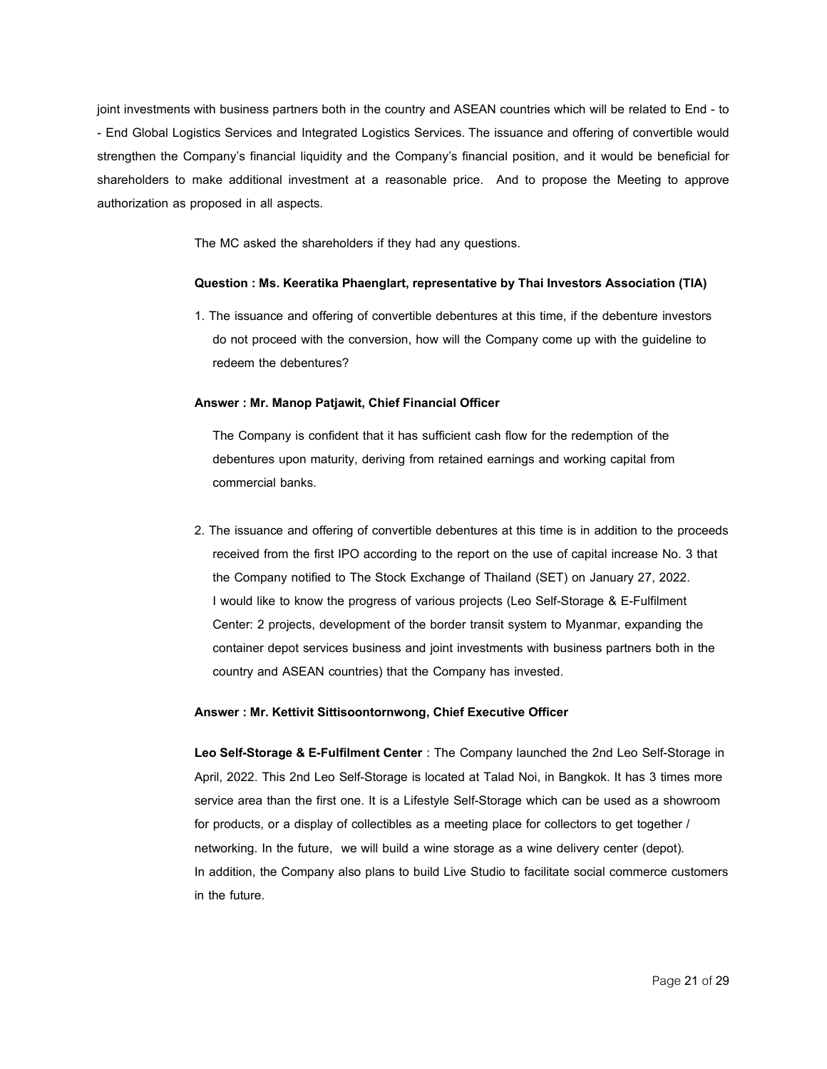joint investments with business partners both in the country and ASEAN countries which will be related to End - to - End Global Logistics Services and Integrated Logistics Services. The issuance and offering of convertible would strengthen the Company's financial liquidity and the Company's financial position, and it would be beneficial for shareholders to make additional investment at a reasonable price. And to propose the Meeting to approve authorization as proposed in all aspects.

The MC asked the shareholders if they had any questions.

**Question : Ms. Keeratika Phaenglart, representative by Thai Investors Association (TIA)**

1. The issuance and offering of convertible debentures at this time, if the debenture investors do not proceed with the conversion, how will the Company come up with the guideline to redeem the debentures?

**Answer : Mr. Manop Patjawit, Chief Financial Officer**

The Company is confident that it has sufficient cash flow for the redemption of the debentures upon maturity, deriving from retained earnings and working capital from commercial banks.

2. The issuance and offering of convertible debentures at this time is in addition to the proceeds received from the first IPO according to the report on the use of capital increase No. 3 that the Company notified to The Stock Exchange of Thailand (SET) on January 27, 2022. I would like to know the progress of various projects (Leo Self-Storage & E-Fulfilment Center: 2 projects, development of the border transit system to Myanmar, expanding the container depot services business and joint investments with business partners both in the country and ASEAN countries) that the Company has invested.

**Answer : Mr. Kettivit Sittisoontornwong, Chief Executive Officer**

**Leo Self-Storage & E-Fulfilment Center** : The Company launched the 2nd Leo Self-Storage in April, 2022. This 2nd Leo Self-Storage is located at Talad Noi, in Bangkok. It has 3 times more service area than the first one. It is a Lifestyle Self-Storage which can be used as a showroom for products, or a display of collectibles as a meeting place for collectors to get together / networking. In the future, we will build a wine storage as a wine delivery center (depot). In addition, the Company also plans to build Live Studio to facilitate social commerce customers in the future.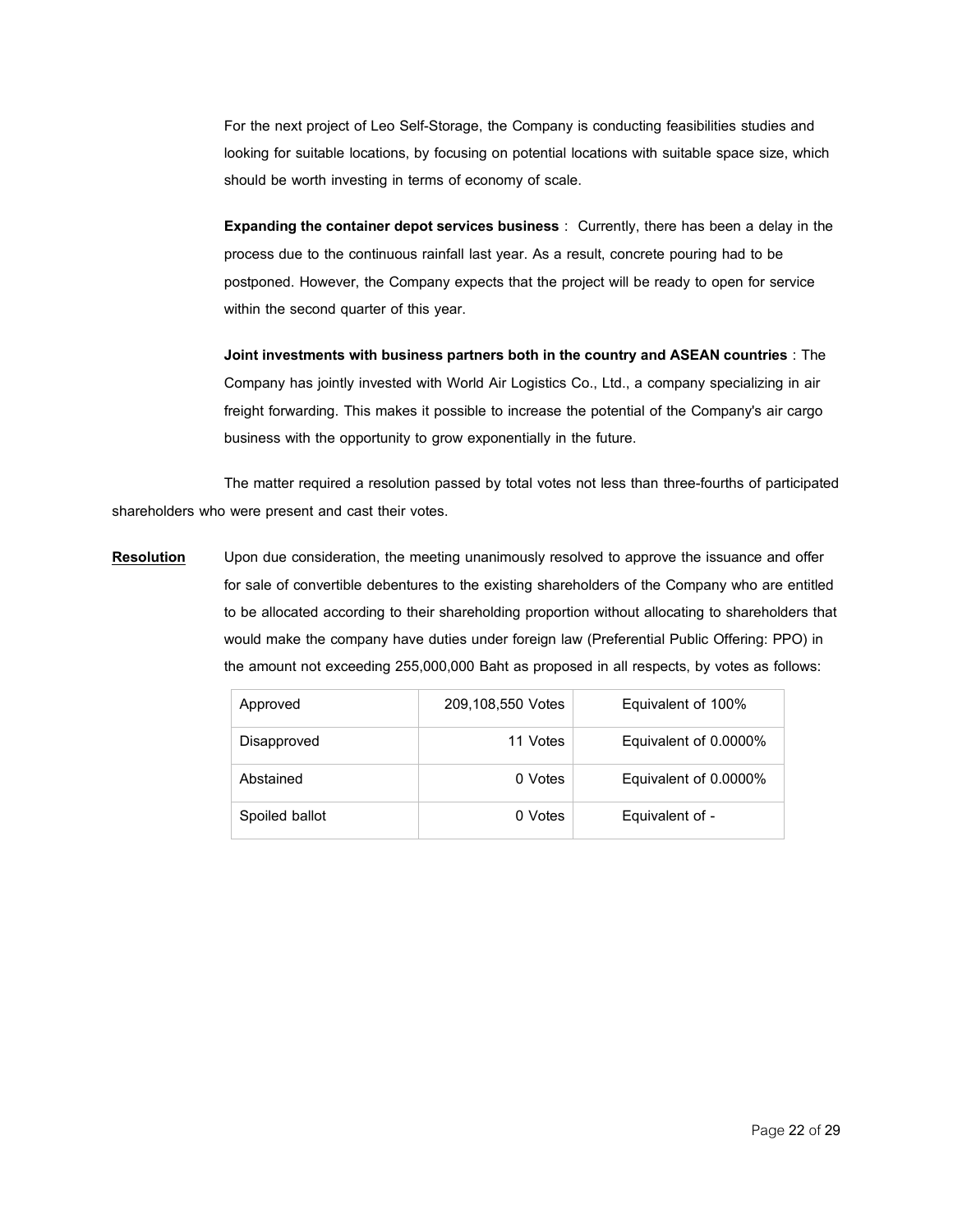For the next project of Leo Self-Storage, the Company is conducting feasibilities studies and looking for suitable locations, by focusing on potential locations with suitable space size, which should be worth investing in terms of economy of scale.

**Expanding the container depot services business** : Currently, there has been a delay in the process due to the continuous rainfall last year. As a result, concrete pouring had to be postponed. However, the Company expects that the project will be ready to open for service within the second quarter of this year.

**Joint investments with business partners both in the country and ASEAN countries** : The Company has jointly invested with World Air Logistics Co., Ltd., a company specializing in air freight forwarding. This makes it possible to increase the potential of the Company's air cargo business with the opportunity to grow exponentially in the future.

The matter required a resolution passed by total votes not less than three-fourths of participated shareholders who were present and cast their votes.

**Resolution** Upon due consideration, the meeting unanimously resolved to approve the issuance and offer for sale of convertible debentures to the existing shareholders of the Company who are entitled to be allocated according to their shareholding proportion without allocating to shareholders that would make the company have duties under foreign law (Preferential Public Offering: PPO) in the amount not exceeding 255,000,000 Baht as proposed in all respects, by votes as follows:

| | | |
|---|---|---|
| Approved | 209,108,550 Votes | Equivalent of 100% |
| Disapproved | 11 Votes | Equivalent of 0.0000% |
| Abstained | 0 Votes | Equivalent of 0.0000% |
| Spoiled ballot | 0 Votes | Equivalent of - |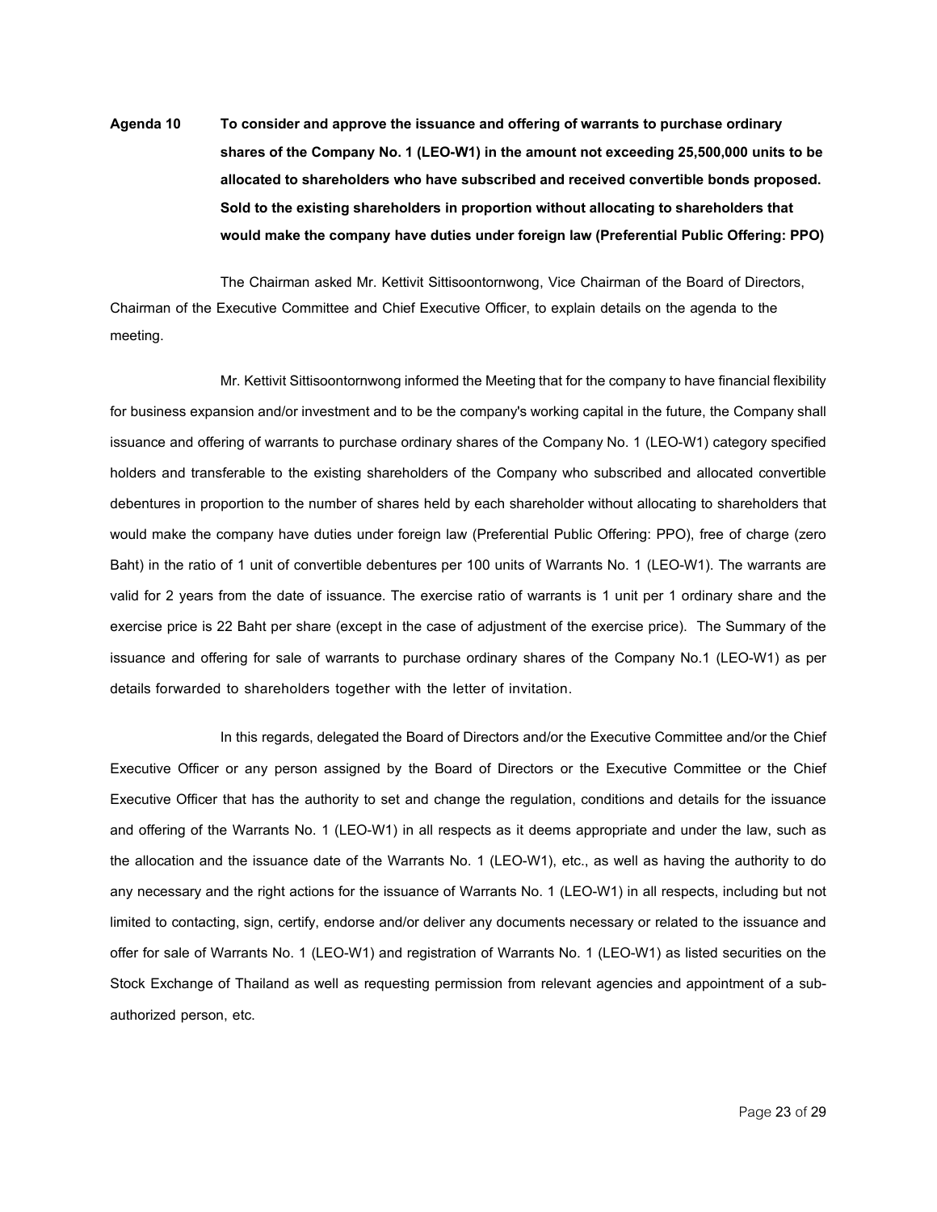**Agenda 10 To consider and approve the issuance and offering of warrants to purchase ordinary shares of the Company No. 1 (LEO-W1) in the amount not exceeding 25,500,000 units to be allocated to shareholders who have subscribed and received convertible bonds proposed. Sold to the existing shareholders in proportion without allocating to shareholders that would make the company have duties under foreign law (Preferential Public Offering: PPO)**

The Chairman asked Mr. Kettivit Sittisoontornwong, Vice Chairman of the Board of Directors, Chairman of the Executive Committee and Chief Executive Officer, to explain details on the agenda to the meeting.

Mr. Kettivit Sittisoontornwong informed the Meeting that for the company to have financial flexibility for business expansion and/or investment and to be the company's working capital in the future, the Company shall issuance and offering of warrants to purchase ordinary shares of the Company No. 1 (LEO-W1) category specified holders and transferable to the existing shareholders of the Company who subscribed and allocated convertible debentures in proportion to the number of shares held by each shareholder without allocating to shareholders that would make the company have duties under foreign law (Preferential Public Offering: PPO), free of charge (zero Baht) in the ratio of 1 unit of convertible debentures per 100 units of Warrants No. 1 (LEO-W1). The warrants are valid for 2 years from the date of issuance. The exercise ratio of warrants is 1 unit per 1 ordinary share and the exercise price is 22 Baht per share (except in the case of adjustment of the exercise price). The Summary of the issuance and offering for sale of warrants to purchase ordinary shares of the Company No.1 (LEO-W1) as per details forwarded to shareholders together with the letter of invitation.

In this regards, delegated the Board of Directors and/or the Executive Committee and/or the Chief Executive Officer or any person assigned by the Board of Directors or the Executive Committee or the Chief Executive Officer that has the authority to set and change the regulation, conditions and details for the issuance and offering of the Warrants No. 1 (LEO-W1) in all respects as it deems appropriate and under the law, such as the allocation and the issuance date of the Warrants No. 1 (LEO-W1), etc., as well as having the authority to do any necessary and the right actions for the issuance of Warrants No. 1 (LEO-W1) in all respects, including but not limited to contacting, sign, certify, endorse and/or deliver any documents necessary or related to the issuance and offer for sale of Warrants No. 1 (LEO-W1) and registration of Warrants No. 1 (LEO-W1) as listed securities on the Stock Exchange of Thailand as well as requesting permission from relevant agencies and appointment of a sub-authorized person, etc.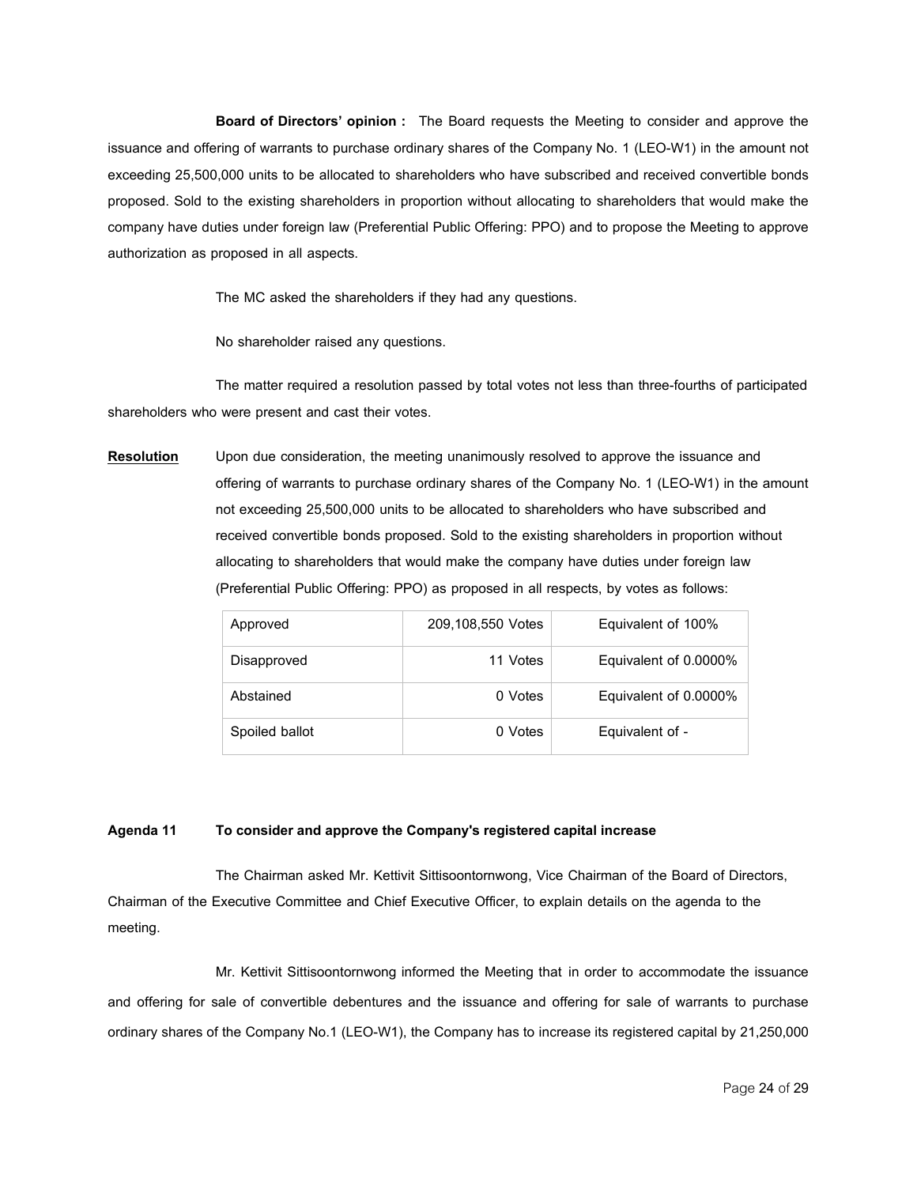**Board of Directors' opinion :** The Board requests the Meeting to consider and approve the issuance and offering of warrants to purchase ordinary shares of the Company No. 1 (LEO-W1) in the amount not exceeding 25,500,000 units to be allocated to shareholders who have subscribed and received convertible bonds proposed. Sold to the existing shareholders in proportion without allocating to shareholders that would make the company have duties under foreign law (Preferential Public Offering: PPO) and to propose the Meeting to approve authorization as proposed in all aspects.

The MC asked the shareholders if they had any questions.

No shareholder raised any questions.

The matter required a resolution passed by total votes not less than three-fourths of participated shareholders who were present and cast their votes.

**Resolution** Upon due consideration, the meeting unanimously resolved to approve the issuance and offering of warrants to purchase ordinary shares of the Company No. 1 (LEO-W1) in the amount not exceeding 25,500,000 units to be allocated to shareholders who have subscribed and received convertible bonds proposed. Sold to the existing shareholders in proportion without allocating to shareholders that would make the company have duties under foreign law (Preferential Public Offering: PPO) as proposed in all respects, by votes as follows:

| | | |
|---|---|---|
| Approved | 209,108,550 Votes | Equivalent of 100% |
| Disapproved | 11 Votes | Equivalent of 0.0000% |
| Abstained | 0 Votes | Equivalent of 0.0000% |
| Spoiled ballot | 0 Votes | Equivalent of - |

**Agenda 11 To consider and approve the Company's registered capital increase**

The Chairman asked Mr. Kettivit Sittisoontornwong, Vice Chairman of the Board of Directors, Chairman of the Executive Committee and Chief Executive Officer, to explain details on the agenda to the meeting.

Mr. Kettivit Sittisoontornwong informed the Meeting that in order to accommodate the issuance and offering for sale of convertible debentures and the issuance and offering for sale of warrants to purchase ordinary shares of the Company No.1 (LEO-W1), the Company has to increase its registered capital by 21,250,000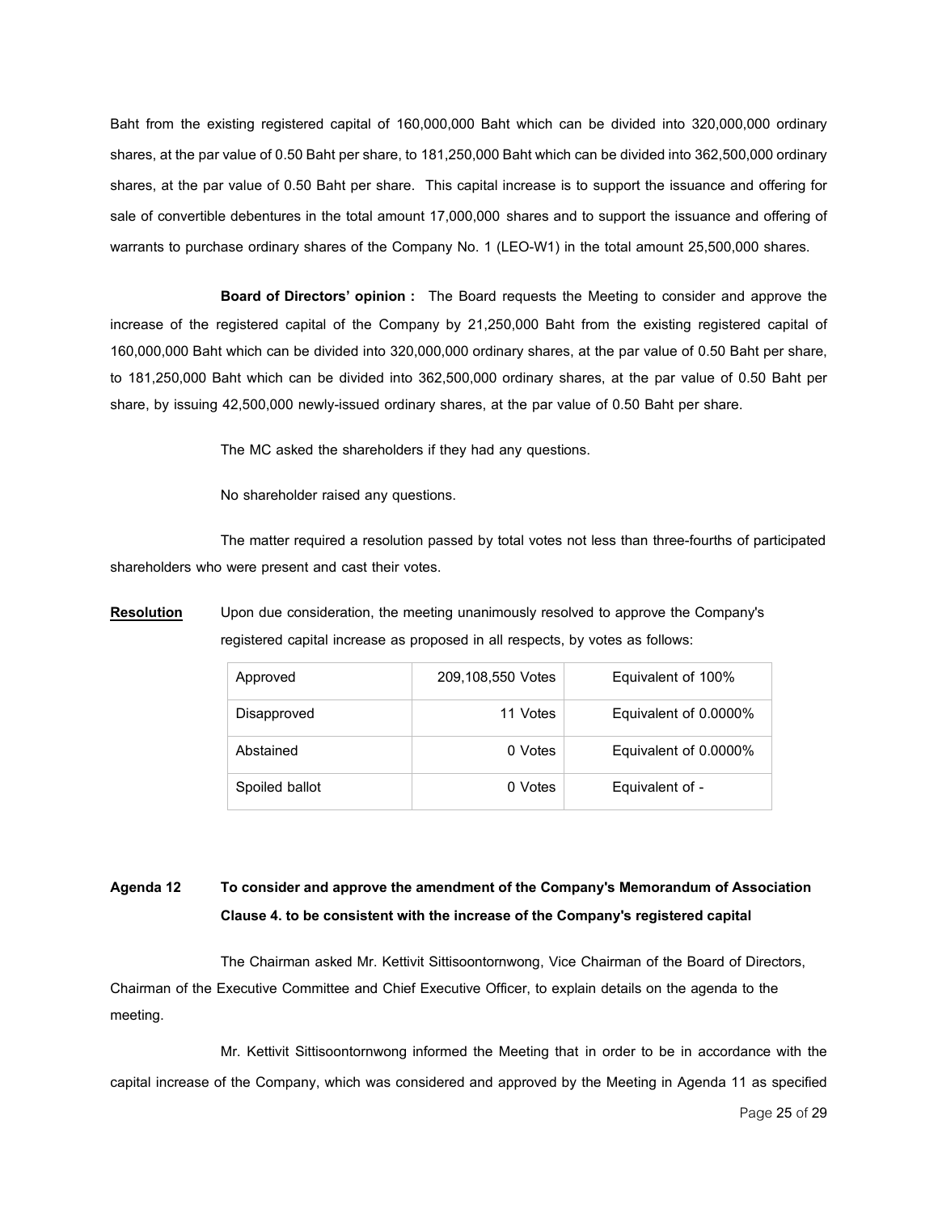Baht from the existing registered capital of 160,000,000 Baht which can be divided into 320,000,000 ordinary shares, at the par value of 0.50 Baht per share, to 181,250,000 Baht which can be divided into 362,500,000 ordinary shares, at the par value of 0.50 Baht per share. This capital increase is to support the issuance and offering for sale of convertible debentures in the total amount 17,000,000 shares and to support the issuance and offering of warrants to purchase ordinary shares of the Company No. 1 (LEO-W1) in the total amount 25,500,000 shares.

**Board of Directors' opinion :** The Board requests the Meeting to consider and approve the increase of the registered capital of the Company by 21,250,000 Baht from the existing registered capital of 160,000,000 Baht which can be divided into 320,000,000 ordinary shares, at the par value of 0.50 Baht per share, to 181,250,000 Baht which can be divided into 362,500,000 ordinary shares, at the par value of 0.50 Baht per share, by issuing 42,500,000 newly-issued ordinary shares, at the par value of 0.50 Baht per share.

The MC asked the shareholders if they had any questions.

No shareholder raised any questions.

The matter required a resolution passed by total votes not less than three-fourths of participated shareholders who were present and cast their votes.

**<u>Resolution</u>** Upon due consideration, the meeting unanimously resolved to approve the Company's registered capital increase as proposed in all respects, by votes as follows:

| Approved | 209,108,550 Votes | Equivalent of 100% |
|---|---|---|
| Disapproved | 11 Votes | Equivalent of 0.0000% |
| Abstained | 0 Votes | Equivalent of 0.0000% |
| Spoiled ballot | 0 Votes | Equivalent of - |

**Agenda 12 To consider and approve the amendment of the Company's Memorandum of Association Clause 4. to be consistent with the increase of the Company's registered capital**

The Chairman asked Mr. Kettivit Sittisoontornwong, Vice Chairman of the Board of Directors, Chairman of the Executive Committee and Chief Executive Officer, to explain details on the agenda to the meeting.

Mr. Kettivit Sittisoontornwong informed the Meeting that in order to be in accordance with the capital increase of the Company, which was considered and approved by the Meeting in Agenda 11 as specified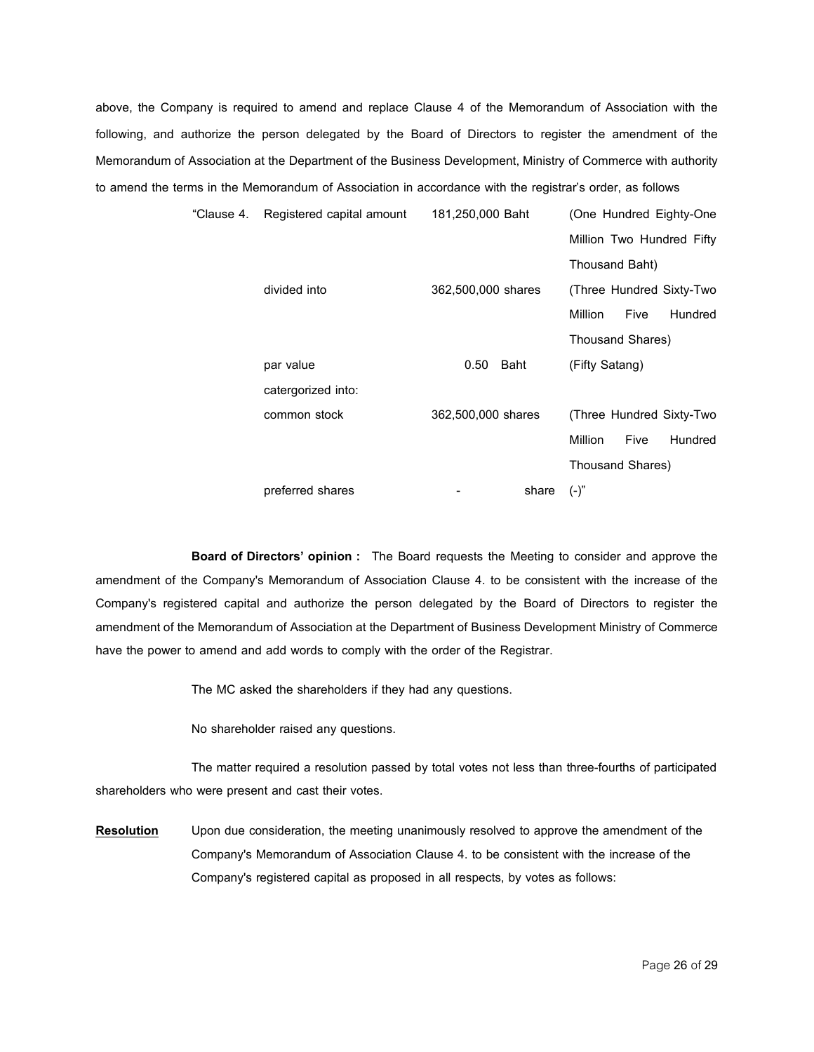above, the Company is required to amend and replace Clause 4 of the Memorandum of Association with the following, and authorize the person delegated by the Board of Directors to register the amendment of the Memorandum of Association at the Department of the Business Development, Ministry of Commerce with authority to amend the terms in the Memorandum of Association in accordance with the registrar's order, as follows

| | | | |
|---|---|---|---|
| "Clause 4. | Registered capital amount | 181,250,000 Baht | (One Hundred Eighty-One Million Two Hundred Fifty Thousand Baht) |
| | divided into | 362,500,000 shares | (Three Hundred Sixty-Two Million Five Hundred Thousand Shares) |
| | par value | 0.50 Baht | (Fifty Satang) |
| | catergorized into: | | |
| | common stock | 362,500,000 shares | (Three Hundred Sixty-Two Million Five Hundred Thousand Shares) |
| | preferred shares | - share | (-)" |

**Board of Directors' opinion :** The Board requests the Meeting to consider and approve the amendment of the Company's Memorandum of Association Clause 4. to be consistent with the increase of the Company's registered capital and authorize the person delegated by the Board of Directors to register the amendment of the Memorandum of Association at the Department of Business Development Ministry of Commerce have the power to amend and add words to comply with the order of the Registrar.

The MC asked the shareholders if they had any questions.

No shareholder raised any questions.

The matter required a resolution passed by total votes not less than three-fourths of participated shareholders who were present and cast their votes.

**Resolution** Upon due consideration, the meeting unanimously resolved to approve the amendment of the Company's Memorandum of Association Clause 4. to be consistent with the increase of the Company's registered capital as proposed in all respects, by votes as follows: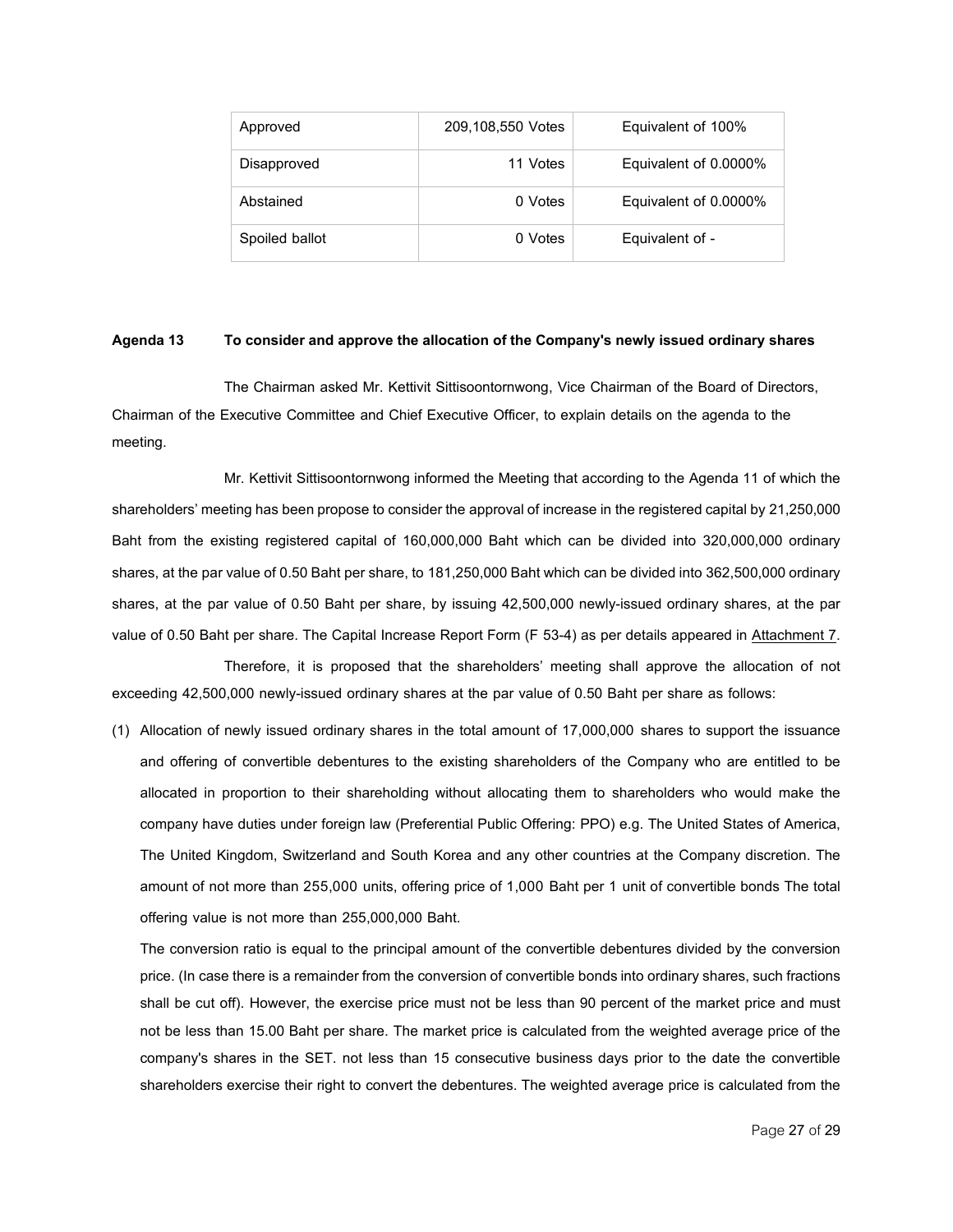| Approved | 209,108,550 Votes | Equivalent of 100% |
|---|---|---|
| Disapproved | 11 Votes | Equivalent of 0.0000% |
| Abstained | 0 Votes | Equivalent of 0.0000% |
| Spoiled ballot | 0 Votes | Equivalent of - |

**Agenda 13 To consider and approve the allocation of the Company's newly issued ordinary shares**

The Chairman asked Mr. Kettivit Sittisoontornwong, Vice Chairman of the Board of Directors, Chairman of the Executive Committee and Chief Executive Officer, to explain details on the agenda to the meeting.

Mr. Kettivit Sittisoontornwong informed the Meeting that according to the Agenda 11 of which the shareholders' meeting has been propose to consider the approval of increase in the registered capital by 21,250,000 Baht from the existing registered capital of 160,000,000 Baht which can be divided into 320,000,000 ordinary shares, at the par value of 0.50 Baht per share, to 181,250,000 Baht which can be divided into 362,500,000 ordinary shares, at the par value of 0.50 Baht per share, by issuing 42,500,000 newly-issued ordinary shares, at the par value of 0.50 Baht per share. The Capital Increase Report Form (F 53-4) as per details appeared in Attachment 7.

Therefore, it is proposed that the shareholders' meeting shall approve the allocation of not exceeding 42,500,000 newly-issued ordinary shares at the par value of 0.50 Baht per share as follows:

(1) Allocation of newly issued ordinary shares in the total amount of 17,000,000 shares to support the issuance and offering of convertible debentures to the existing shareholders of the Company who are entitled to be allocated in proportion to their shareholding without allocating them to shareholders who would make the company have duties under foreign law (Preferential Public Offering: PPO) e.g. The United States of America, The United Kingdom, Switzerland and South Korea and any other countries at the Company discretion. The amount of not more than 255,000 units, offering price of 1,000 Baht per 1 unit of convertible bonds The total offering value is not more than 255,000,000 Baht.

    The conversion ratio is equal to the principal amount of the convertible debentures divided by the conversion price. (In case there is a remainder from the conversion of convertible bonds into ordinary shares, such fractions shall be cut off). However, the exercise price must not be less than 90 percent of the market price and must not be less than 15.00 Baht per share. The market price is calculated from the weighted average price of the company's shares in the SET. not less than 15 consecutive business days prior to the date the convertible shareholders exercise their right to convert the debentures. The weighted average price is calculated from the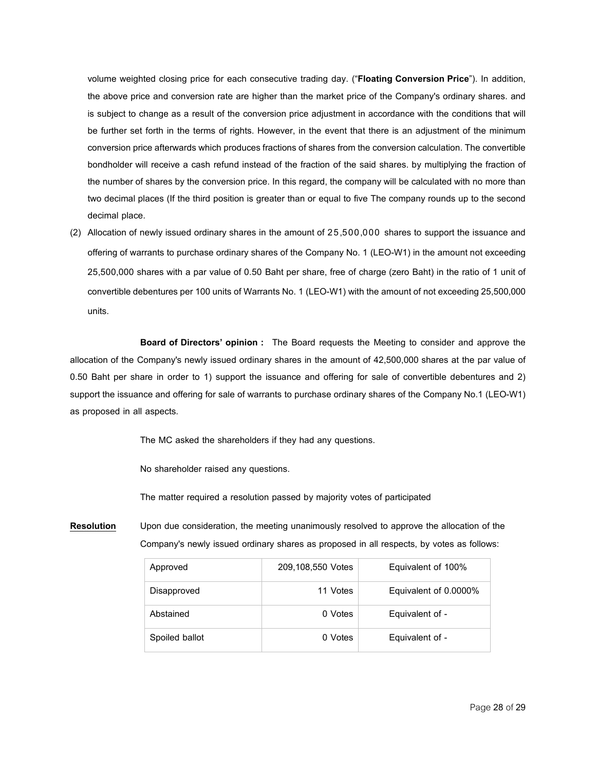volume weighted closing price for each consecutive trading day. ("**Floating Conversion Price**"). In addition, the above price and conversion rate are higher than the market price of the Company's ordinary shares. and is subject to change as a result of the conversion price adjustment in accordance with the conditions that will be further set forth in the terms of rights. However, in the event that there is an adjustment of the minimum conversion price afterwards which produces fractions of shares from the conversion calculation. The convertible bondholder will receive a cash refund instead of the fraction of the said shares. by multiplying the fraction of the number of shares by the conversion price. In this regard, the company will be calculated with no more than two decimal places (If the third position is greater than or equal to five The company rounds up to the second decimal place.

(2) Allocation of newly issued ordinary shares in the amount of 25,500,000 shares to support the issuance and offering of warrants to purchase ordinary shares of the Company No. 1 (LEO-W1) in the amount not exceeding 25,500,000 shares with a par value of 0.50 Baht per share, free of charge (zero Baht) in the ratio of 1 unit of convertible debentures per 100 units of Warrants No. 1 (LEO-W1) with the amount of not exceeding 25,500,000 units.

**Board of Directors' opinion :** The Board requests the Meeting to consider and approve the allocation of the Company's newly issued ordinary shares in the amount of 42,500,000 shares at the par value of 0.50 Baht per share in order to 1) support the issuance and offering for sale of convertible debentures and 2) support the issuance and offering for sale of warrants to purchase ordinary shares of the Company No.1 (LEO-W1) as proposed in all aspects.

The MC asked the shareholders if they had any questions.

No shareholder raised any questions.

The matter required a resolution passed by majority votes of participated

**Resolution** Upon due consideration, the meeting unanimously resolved to approve the allocation of the Company's newly issued ordinary shares as proposed in all respects, by votes as follows:

| | | |
|---|---|---|
| Approved | 209,108,550 Votes | Equivalent of 100% |
| Disapproved | 11 Votes | Equivalent of 0.0000% |
| Abstained | 0 Votes | Equivalent of - |
| Spoiled ballot | 0 Votes | Equivalent of - |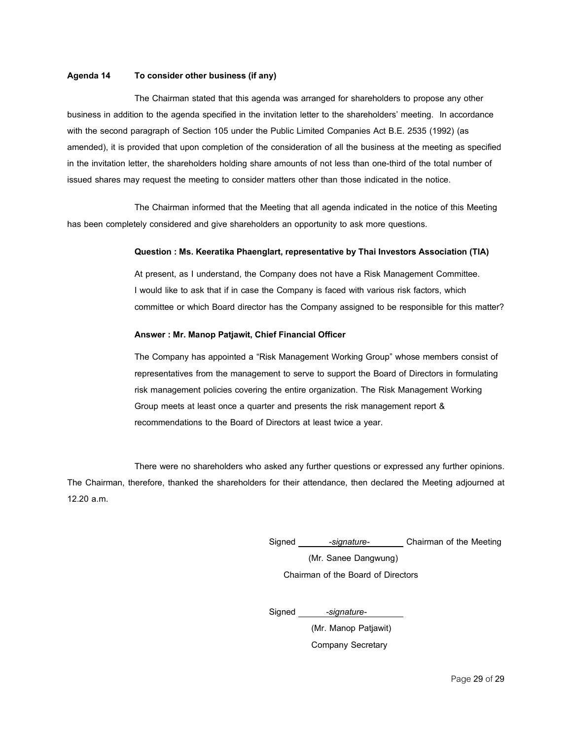**Agenda 14 To consider other business (if any)**

The Chairman stated that this agenda was arranged for shareholders to propose any other business in addition to the agenda specified in the invitation letter to the shareholders' meeting. In accordance with the second paragraph of Section 105 under the Public Limited Companies Act B.E. 2535 (1992) (as amended), it is provided that upon completion of the consideration of all the business at the meeting as specified in the invitation letter, the shareholders holding share amounts of not less than one-third of the total number of issued shares may request the meeting to consider matters other than those indicated in the notice.

The Chairman informed that the Meeting that all agenda indicated in the notice of this Meeting has been completely considered and give shareholders an opportunity to ask more questions.

**Question : Ms. Keeratika Phaenglart, representative by Thai Investors Association (TIA)**

At present, as I understand, the Company does not have a Risk Management Committee. I would like to ask that if in case the Company is faced with various risk factors, which committee or which Board director has the Company assigned to be responsible for this matter?

**Answer : Mr. Manop Patjawit, Chief Financial Officer**

The Company has appointed a "Risk Management Working Group" whose members consist of representatives from the management to serve to support the Board of Directors in formulating risk management policies covering the entire organization. The Risk Management Working Group meets at least once a quarter and presents the risk management report & recommendations to the Board of Directors at least twice a year.

There were no shareholders who asked any further questions or expressed any further opinions. The Chairman, therefore, thanked the shareholders for their attendance, then declared the Meeting adjourned at 12.20 a.m.

Signed *-signature-* Chairman of the Meeting

(Mr. Sanee Dangwung)

Chairman of the Board of Directors

Signed *-signature-*

(Mr. Manop Patjawit)

Company Secretary